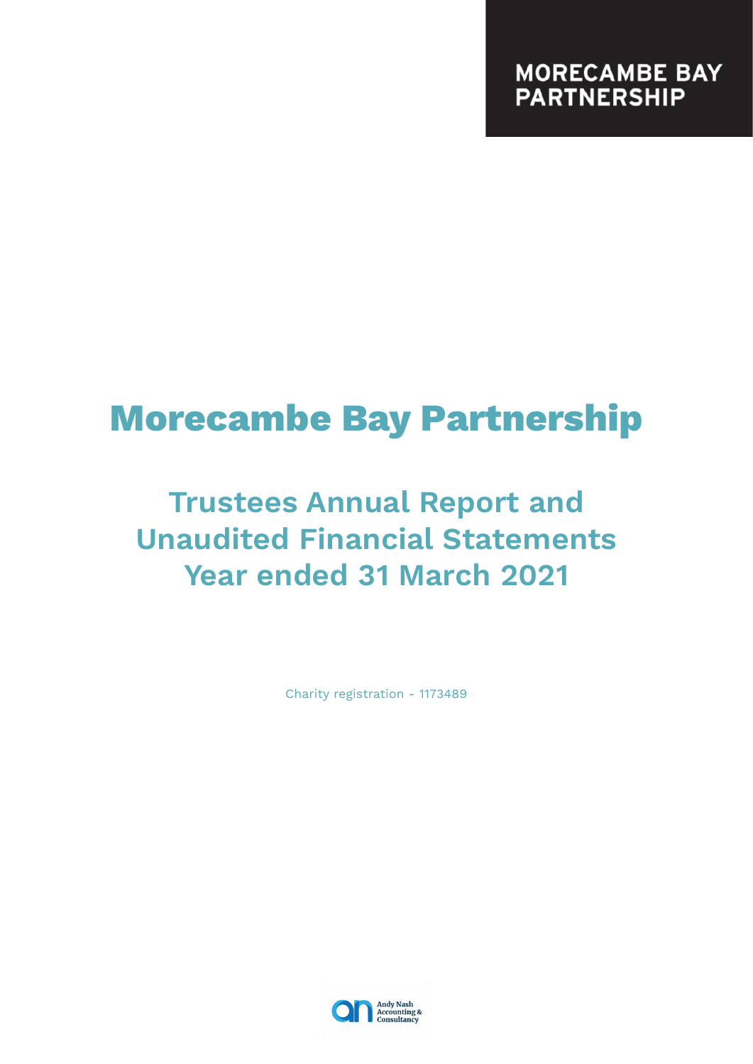MORECAMBE BAY PARTNERSHIP

# Morecambe Bay Partnership

## Trustees Annual Report and Unaudited Financial Statements Year ended 31 March 2021

Charity registration - 1173489

Andy Nash Accounting & Consultancy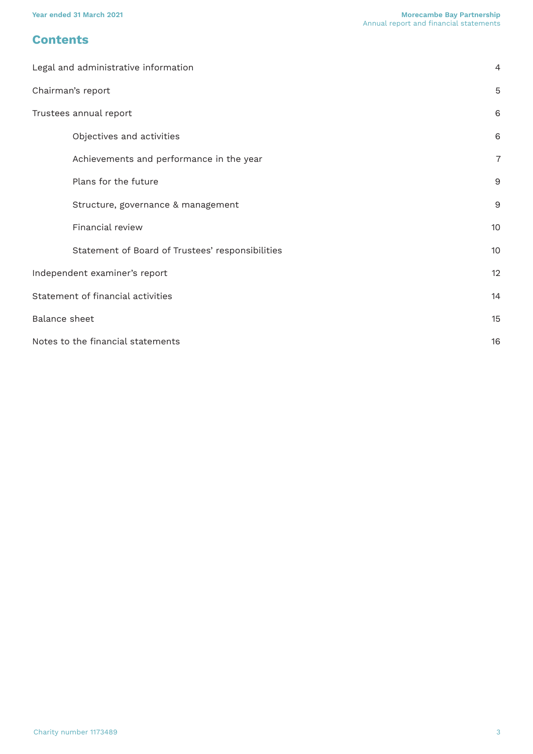## Contents

| | |
|---|---|
| Legal and administrative information | 4 |
| Chairman's report | 5 |
| Trustees annual report | 6 |
| Objectives and activities | 6 |
| Achievements and performance in the year | 7 |
| Plans for the future | 9 |
| Structure, governance & management | 9 |
| Financial review | 10 |
| Statement of Board of Trustees' responsibilities | 10 |
| Independent examiner's report | 12 |
| Statement of financial activities | 14 |
| Balance sheet | 15 |
| Notes to the financial statements | 16 |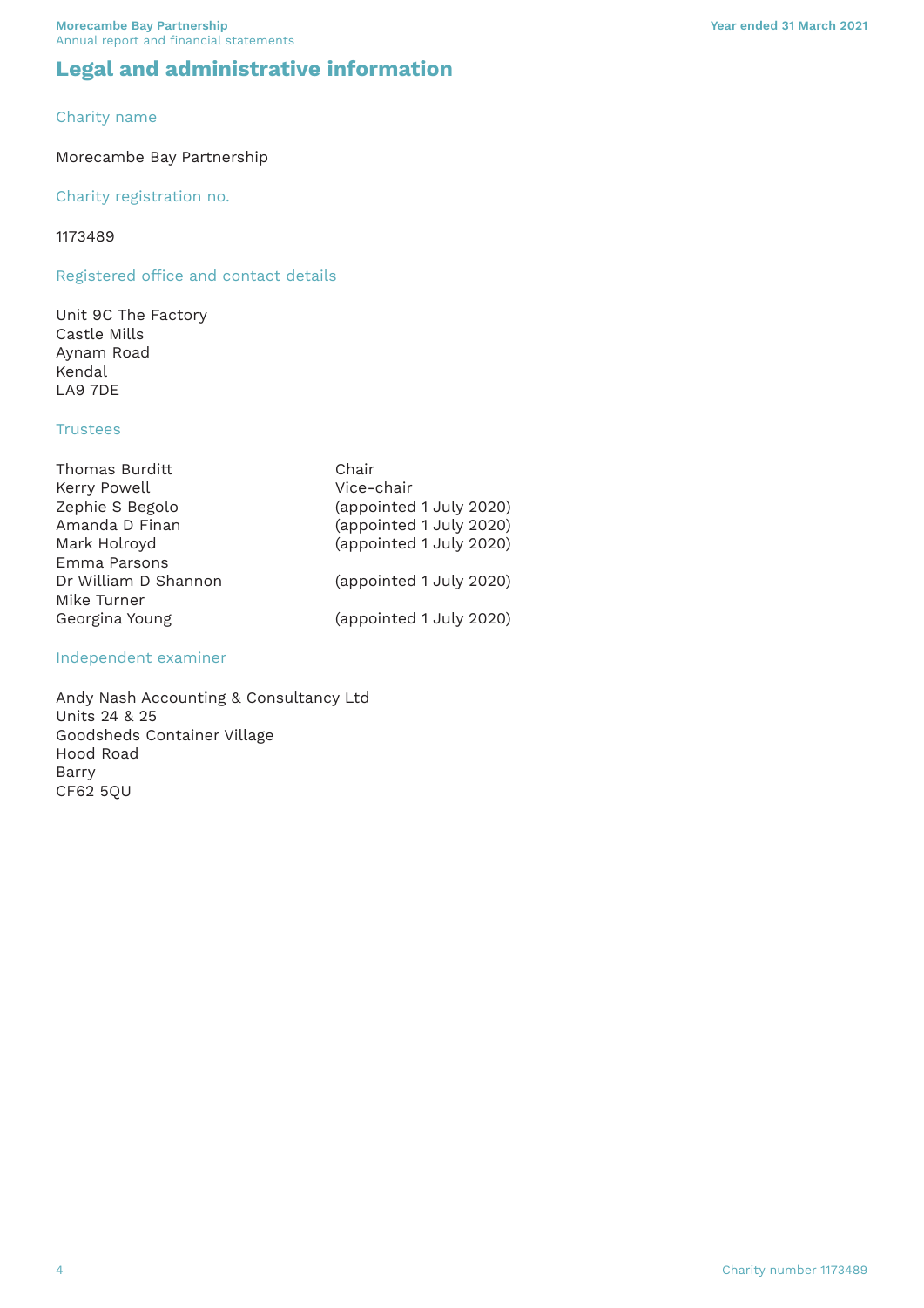# Legal and administrative information

## Charity name

Morecambe Bay Partnership

## Charity registration no.

1173489

## Registered office and contact details

Unit 9C The Factory
Castle Mills
Aynam Road
Kendal
LA9 7DE

## Trustees

| | |
|---|---|
| Thomas Burditt | Chair |
| Kerry Powell | Vice-chair |
| Zephie S Begolo | (appointed 1 July 2020) |
| Amanda D Finan | (appointed 1 July 2020) |
| Mark Holroyd | (appointed 1 July 2020) |
| Emma Parsons | |
| Dr William D Shannon | (appointed 1 July 2020) |
| Mike Turner | |
| Georgina Young | (appointed 1 July 2020) |

## Independent examiner

Andy Nash Accounting & Consultancy Ltd
Units 24 & 25
Goodsheds Container Village
Hood Road
Barry
CF62 5QU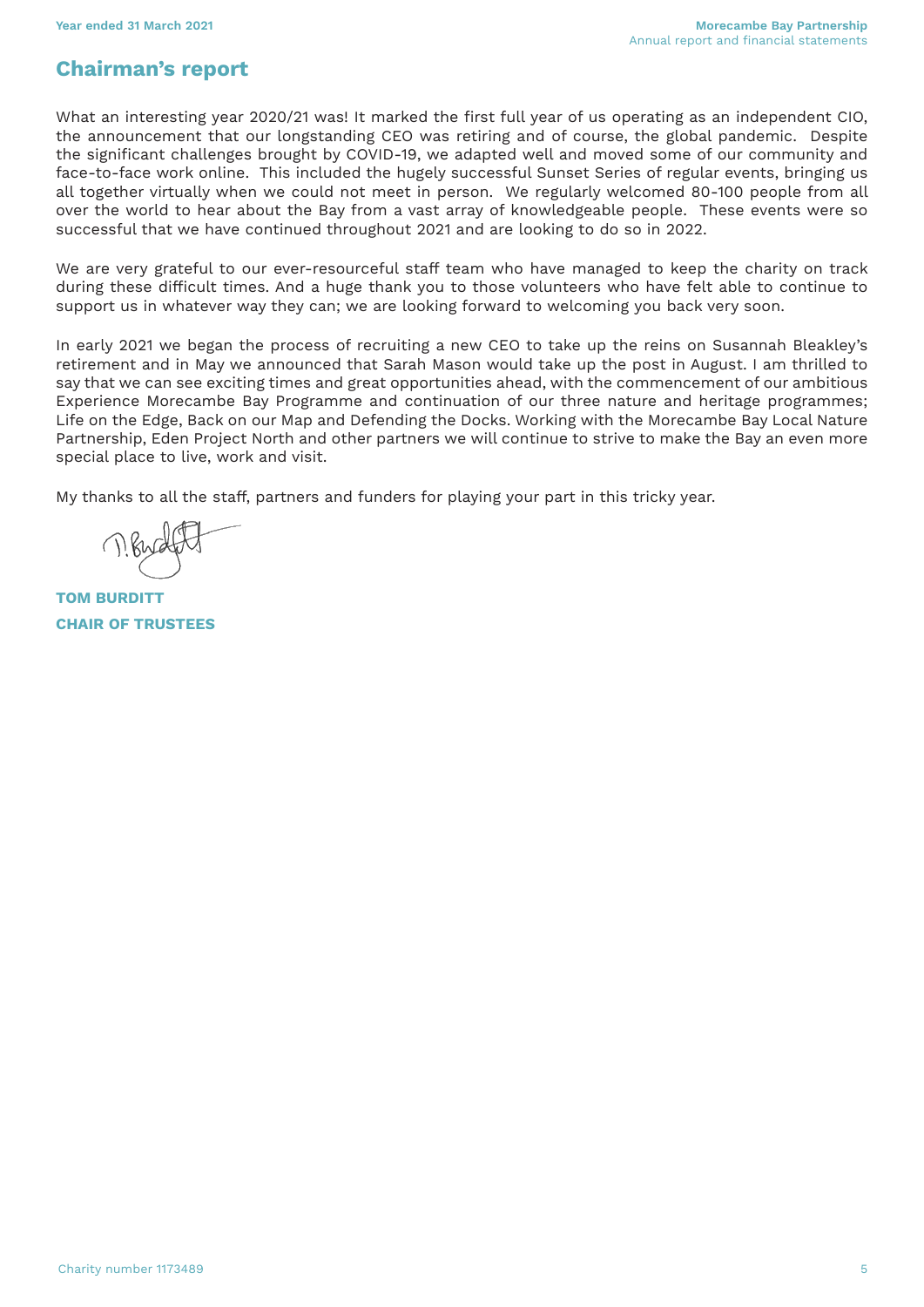## Chairman's report

What an interesting year 2020/21 was! It marked the first full year of us operating as an independent CIO, the announcement that our longstanding CEO was retiring and of course, the global pandemic. Despite the significant challenges brought by COVID-19, we adapted well and moved some of our community and face-to-face work online. This included the hugely successful Sunset Series of regular events, bringing us all together virtually when we could not meet in person. We regularly welcomed 80-100 people from all over the world to hear about the Bay from a vast array of knowledgeable people. These events were so successful that we have continued throughout 2021 and are looking to do so in 2022.

We are very grateful to our ever-resourceful staff team who have managed to keep the charity on track during these difficult times. And a huge thank you to those volunteers who have felt able to continue to support us in whatever way they can; we are looking forward to welcoming you back very soon.

In early 2021 we began the process of recruiting a new CEO to take up the reins on Susannah Bleakley's retirement and in May we announced that Sarah Mason would take up the post in August. I am thrilled to say that we can see exciting times and great opportunities ahead, with the commencement of our ambitious Experience Morecambe Bay Programme and continuation of our three nature and heritage programmes; Life on the Edge, Back on our Map and Defending the Docks. Working with the Morecambe Bay Local Nature Partnership, Eden Project North and other partners we will continue to strive to make the Bay an even more special place to live, work and visit.

My thanks to all the staff, partners and funders for playing your part in this tricky year.

**TOM BURDITT**

**CHAIR OF TRUSTEES**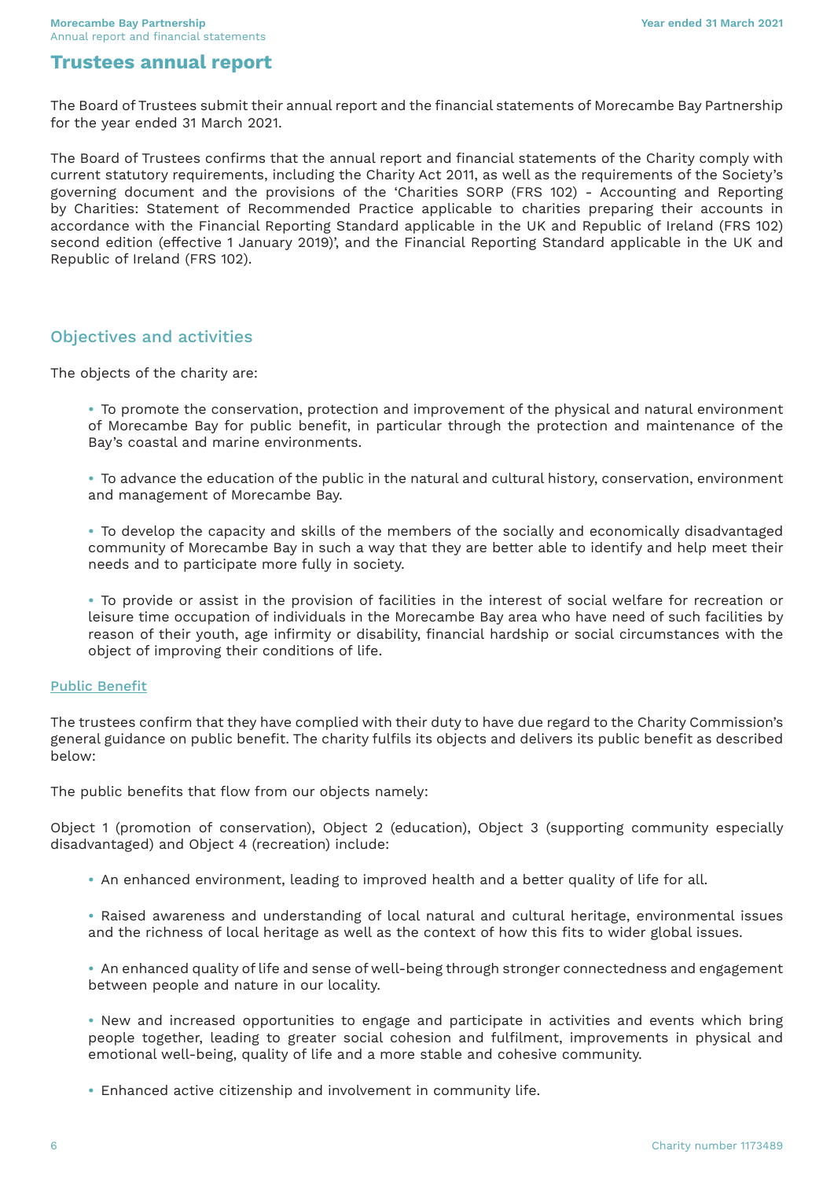# Trustees annual report

The Board of Trustees submit their annual report and the financial statements of Morecambe Bay Partnership for the year ended 31 March 2021.

The Board of Trustees confirms that the annual report and financial statements of the Charity comply with current statutory requirements, including the Charity Act 2011, as well as the requirements of the Society's governing document and the provisions of the 'Charities SORP (FRS 102) - Accounting and Reporting by Charities: Statement of Recommended Practice applicable to charities preparing their accounts in accordance with the Financial Reporting Standard applicable in the UK and Republic of Ireland (FRS 102) second edition (effective 1 January 2019)', and the Financial Reporting Standard applicable in the UK and Republic of Ireland (FRS 102).

## Objectives and activities

The objects of the charity are:

- To promote the conservation, protection and improvement of the physical and natural environment of Morecambe Bay for public benefit, in particular through the protection and maintenance of the Bay's coastal and marine environments.
- To advance the education of the public in the natural and cultural history, conservation, environment and management of Morecambe Bay.
- To develop the capacity and skills of the members of the socially and economically disadvantaged community of Morecambe Bay in such a way that they are better able to identify and help meet their needs and to participate more fully in society.
- To provide or assist in the provision of facilities in the interest of social welfare for recreation or leisure time occupation of individuals in the Morecambe Bay area who have need of such facilities by reason of their youth, age infirmity or disability, financial hardship or social circumstances with the object of improving their conditions of life.

### Public Benefit

The trustees confirm that they have complied with their duty to have due regard to the Charity Commission's general guidance on public benefit. The charity fulfils its objects and delivers its public benefit as described below:

The public benefits that flow from our objects namely:

Object 1 (promotion of conservation), Object 2 (education), Object 3 (supporting community especially disadvantaged) and Object 4 (recreation) include:

- An enhanced environment, leading to improved health and a better quality of life for all.
- Raised awareness and understanding of local natural and cultural heritage, environmental issues and the richness of local heritage as well as the context of how this fits to wider global issues.
- An enhanced quality of life and sense of well-being through stronger connectedness and engagement between people and nature in our locality.
- New and increased opportunities to engage and participate in activities and events which bring people together, leading to greater social cohesion and fulfilment, improvements in physical and emotional well-being, quality of life and a more stable and cohesive community.
- Enhanced active citizenship and involvement in community life.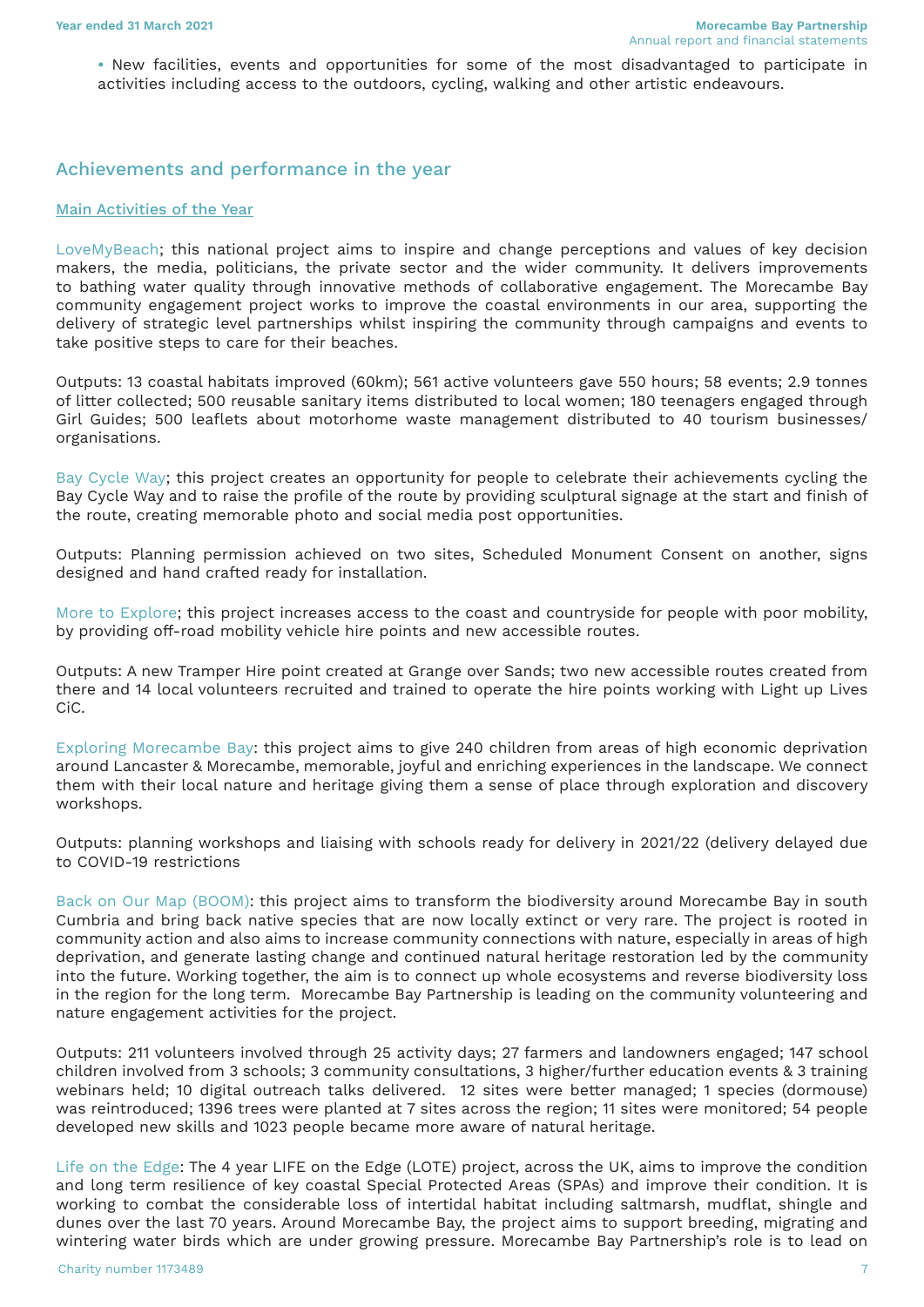- New facilities, events and opportunities for some of the most disadvantaged to participate in activities including access to the outdoors, cycling, walking and other artistic endeavours.

## Achievements and performance in the year

### Main Activities of the Year

LoveMyBeach; this national project aims to inspire and change perceptions and values of key decision makers, the media, politicians, the private sector and the wider community. It delivers improvements to bathing water quality through innovative methods of collaborative engagement. The Morecambe Bay community engagement project works to improve the coastal environments in our area, supporting the delivery of strategic level partnerships whilst inspiring the community through campaigns and events to take positive steps to care for their beaches.

Outputs: 13 coastal habitats improved (60km); 561 active volunteers gave 550 hours; 58 events; 2.9 tonnes of litter collected; 500 reusable sanitary items distributed to local women; 180 teenagers engaged through Girl Guides; 500 leaflets about motorhome waste management distributed to 40 tourism businesses/ organisations.

Bay Cycle Way; this project creates an opportunity for people to celebrate their achievements cycling the Bay Cycle Way and to raise the profile of the route by providing sculptural signage at the start and finish of the route, creating memorable photo and social media post opportunities.

Outputs: Planning permission achieved on two sites, Scheduled Monument Consent on another, signs designed and hand crafted ready for installation.

More to Explore; this project increases access to the coast and countryside for people with poor mobility, by providing off-road mobility vehicle hire points and new accessible routes.

Outputs: A new Tramper Hire point created at Grange over Sands; two new accessible routes created from there and 14 local volunteers recruited and trained to operate the hire points working with Light up Lives CiC.

Exploring Morecambe Bay: this project aims to give 240 children from areas of high economic deprivation around Lancaster & Morecambe, memorable, joyful and enriching experiences in the landscape. We connect them with their local nature and heritage giving them a sense of place through exploration and discovery workshops.

Outputs: planning workshops and liaising with schools ready for delivery in 2021/22 (delivery delayed due to COVID-19 restrictions

Back on Our Map (BOOM): this project aims to transform the biodiversity around Morecambe Bay in south Cumbria and bring back native species that are now locally extinct or very rare. The project is rooted in community action and also aims to increase community connections with nature, especially in areas of high deprivation, and generate lasting change and continued natural heritage restoration led by the community into the future. Working together, the aim is to connect up whole ecosystems and reverse biodiversity loss in the region for the long term. Morecambe Bay Partnership is leading on the community volunteering and nature engagement activities for the project.

Outputs: 211 volunteers involved through 25 activity days; 27 farmers and landowners engaged; 147 school children involved from 3 schools; 3 community consultations, 3 higher/further education events & 3 training webinars held; 10 digital outreach talks delivered. 12 sites were better managed; 1 species (dormouse) was reintroduced; 1396 trees were planted at 7 sites across the region; 11 sites were monitored; 54 people developed new skills and 1023 people became more aware of natural heritage.

Life on the Edge: The 4 year LIFE on the Edge (LOTE) project, across the UK, aims to improve the condition and long term resilience of key coastal Special Protected Areas (SPAs) and improve their condition. It is working to combat the considerable loss of intertidal habitat including saltmarsh, mudflat, shingle and dunes over the last 70 years. Around Morecambe Bay, the project aims to support breeding, migrating and wintering water birds which are under growing pressure. Morecambe Bay Partnership's role is to lead on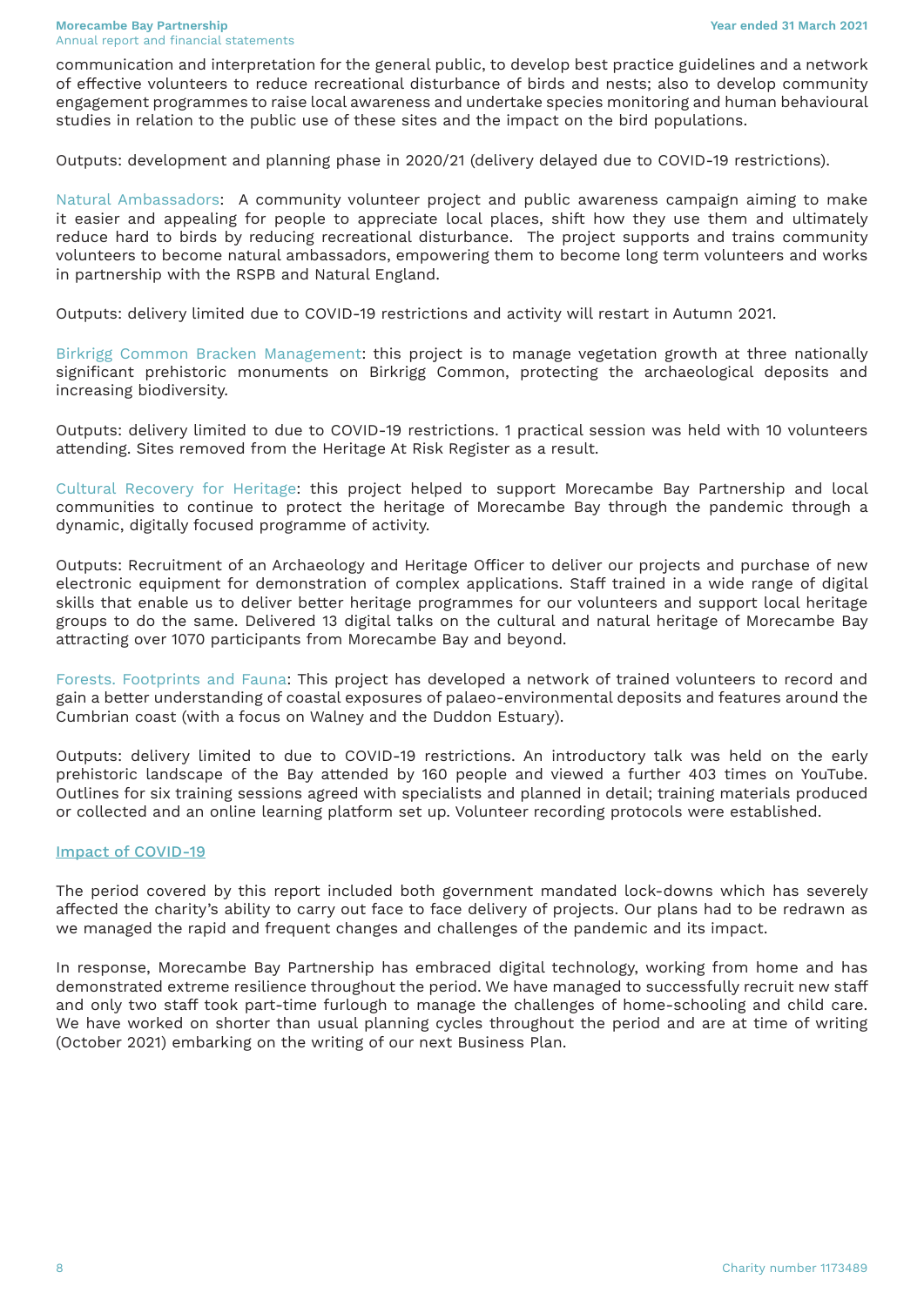communication and interpretation for the general public, to develop best practice guidelines and a network of effective volunteers to reduce recreational disturbance of birds and nests; also to develop community engagement programmes to raise local awareness and undertake species monitoring and human behavioural studies in relation to the public use of these sites and the impact on the bird populations.

Outputs: development and planning phase in 2020/21 (delivery delayed due to COVID-19 restrictions).

Natural Ambassadors: A community volunteer project and public awareness campaign aiming to make it easier and appealing for people to appreciate local places, shift how they use them and ultimately reduce hard to birds by reducing recreational disturbance. The project supports and trains community volunteers to become natural ambassadors, empowering them to become long term volunteers and works in partnership with the RSPB and Natural England.

Outputs: delivery limited due to COVID-19 restrictions and activity will restart in Autumn 2021.

Birkrigg Common Bracken Management: this project is to manage vegetation growth at three nationally significant prehistoric monuments on Birkrigg Common, protecting the archaeological deposits and increasing biodiversity.

Outputs: delivery limited to due to COVID-19 restrictions. 1 practical session was held with 10 volunteers attending. Sites removed from the Heritage At Risk Register as a result.

Cultural Recovery for Heritage: this project helped to support Morecambe Bay Partnership and local communities to continue to protect the heritage of Morecambe Bay through the pandemic through a dynamic, digitally focused programme of activity.

Outputs: Recruitment of an Archaeology and Heritage Officer to deliver our projects and purchase of new electronic equipment for demonstration of complex applications. Staff trained in a wide range of digital skills that enable us to deliver better heritage programmes for our volunteers and support local heritage groups to do the same. Delivered 13 digital talks on the cultural and natural heritage of Morecambe Bay attracting over 1070 participants from Morecambe Bay and beyond.

Forests. Footprints and Fauna: This project has developed a network of trained volunteers to record and gain a better understanding of coastal exposures of palaeo-environmental deposits and features around the Cumbrian coast (with a focus on Walney and the Duddon Estuary).

Outputs: delivery limited to due to COVID-19 restrictions. An introductory talk was held on the early prehistoric landscape of the Bay attended by 160 people and viewed a further 403 times on YouTube. Outlines for six training sessions agreed with specialists and planned in detail; training materials produced or collected and an online learning platform set up. Volunteer recording protocols were established.

## Impact of COVID-19

The period covered by this report included both government mandated lock-downs which has severely affected the charity's ability to carry out face to face delivery of projects. Our plans had to be redrawn as we managed the rapid and frequent changes and challenges of the pandemic and its impact.

In response, Morecambe Bay Partnership has embraced digital technology, working from home and has demonstrated extreme resilience throughout the period. We have managed to successfully recruit new staff and only two staff took part-time furlough to manage the challenges of home-schooling and child care. We have worked on shorter than usual planning cycles throughout the period and are at time of writing (October 2021) embarking on the writing of our next Business Plan.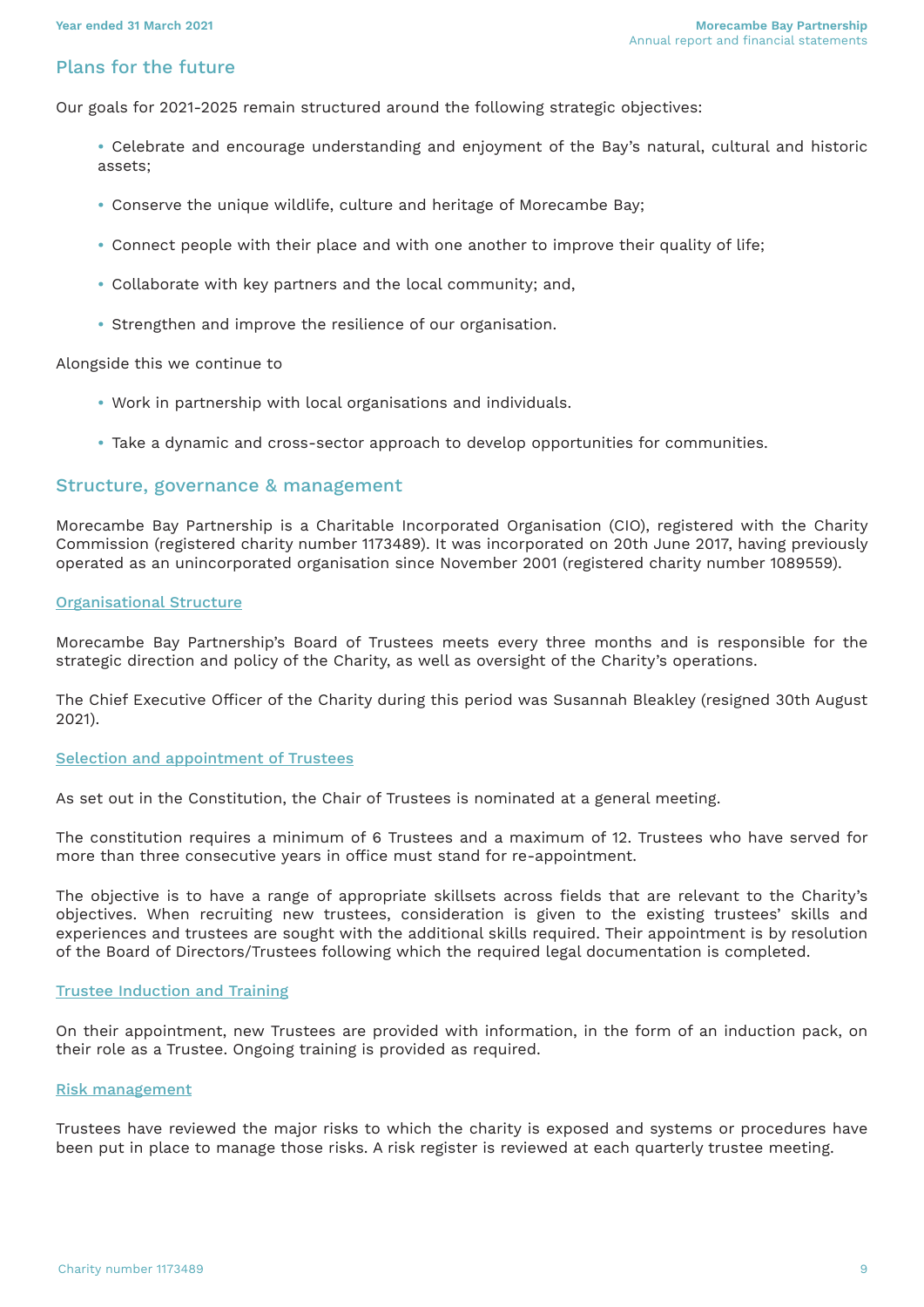## Plans for the future

Our goals for 2021-2025 remain structured around the following strategic objectives:

- Celebrate and encourage understanding and enjoyment of the Bay's natural, cultural and historic assets;
- Conserve the unique wildlife, culture and heritage of Morecambe Bay;
- Connect people with their place and with one another to improve their quality of life;
- Collaborate with key partners and the local community; and,
- Strengthen and improve the resilience of our organisation.

Alongside this we continue to

- Work in partnership with local organisations and individuals.
- Take a dynamic and cross-sector approach to develop opportunities for communities.

## Structure, governance & management

Morecambe Bay Partnership is a Charitable Incorporated Organisation (CIO), registered with the Charity Commission (registered charity number 1173489). It was incorporated on 20th June 2017, having previously operated as an unincorporated organisation since November 2001 (registered charity number 1089559).

### Organisational Structure

Morecambe Bay Partnership's Board of Trustees meets every three months and is responsible for the strategic direction and policy of the Charity, as well as oversight of the Charity's operations.

The Chief Executive Officer of the Charity during this period was Susannah Bleakley (resigned 30th August 2021).

### Selection and appointment of Trustees

As set out in the Constitution, the Chair of Trustees is nominated at a general meeting.

The constitution requires a minimum of 6 Trustees and a maximum of 12. Trustees who have served for more than three consecutive years in office must stand for re-appointment.

The objective is to have a range of appropriate skillsets across fields that are relevant to the Charity's objectives. When recruiting new trustees, consideration is given to the existing trustees' skills and experiences and trustees are sought with the additional skills required. Their appointment is by resolution of the Board of Directors/Trustees following which the required legal documentation is completed.

### Trustee Induction and Training

On their appointment, new Trustees are provided with information, in the form of an induction pack, on their role as a Trustee. Ongoing training is provided as required.

### Risk management

Trustees have reviewed the major risks to which the charity is exposed and systems or procedures have been put in place to manage those risks. A risk register is reviewed at each quarterly trustee meeting.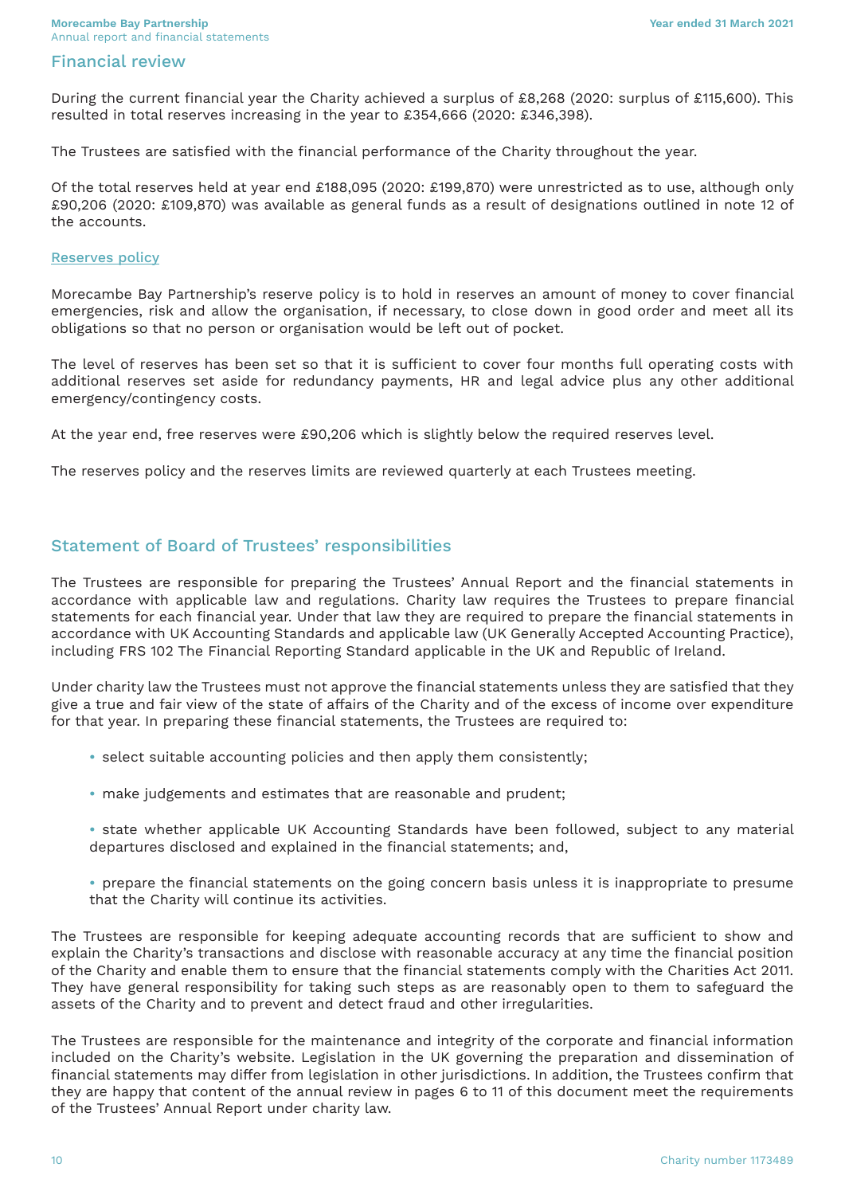## Financial review

During the current financial year the Charity achieved a surplus of £8,268 (2020: surplus of £115,600). This resulted in total reserves increasing in the year to £354,666 (2020: £346,398).

The Trustees are satisfied with the financial performance of the Charity throughout the year.

Of the total reserves held at year end £188,095 (2020: £199,870) were unrestricted as to use, although only £90,206 (2020: £109,870) was available as general funds as a result of designations outlined in note 12 of the accounts.

### Reserves policy

Morecambe Bay Partnership's reserve policy is to hold in reserves an amount of money to cover financial emergencies, risk and allow the organisation, if necessary, to close down in good order and meet all its obligations so that no person or organisation would be left out of pocket.

The level of reserves has been set so that it is sufficient to cover four months full operating costs with additional reserves set aside for redundancy payments, HR and legal advice plus any other additional emergency/contingency costs.

At the year end, free reserves were £90,206 which is slightly below the required reserves level.

The reserves policy and the reserves limits are reviewed quarterly at each Trustees meeting.

## Statement of Board of Trustees' responsibilities

The Trustees are responsible for preparing the Trustees' Annual Report and the financial statements in accordance with applicable law and regulations. Charity law requires the Trustees to prepare financial statements for each financial year. Under that law they are required to prepare the financial statements in accordance with UK Accounting Standards and applicable law (UK Generally Accepted Accounting Practice), including FRS 102 The Financial Reporting Standard applicable in the UK and Republic of Ireland.

Under charity law the Trustees must not approve the financial statements unless they are satisfied that they give a true and fair view of the state of affairs of the Charity and of the excess of income over expenditure for that year. In preparing these financial statements, the Trustees are required to:

- select suitable accounting policies and then apply them consistently;
- make judgements and estimates that are reasonable and prudent;
- state whether applicable UK Accounting Standards have been followed, subject to any material departures disclosed and explained in the financial statements; and,
- prepare the financial statements on the going concern basis unless it is inappropriate to presume that the Charity will continue its activities.

The Trustees are responsible for keeping adequate accounting records that are sufficient to show and explain the Charity's transactions and disclose with reasonable accuracy at any time the financial position of the Charity and enable them to ensure that the financial statements comply with the Charities Act 2011. They have general responsibility for taking such steps as are reasonably open to them to safeguard the assets of the Charity and to prevent and detect fraud and other irregularities.

The Trustees are responsible for the maintenance and integrity of the corporate and financial information included on the Charity's website. Legislation in the UK governing the preparation and dissemination of financial statements may differ from legislation in other jurisdictions. In addition, the Trustees confirm that they are happy that content of the annual review in pages 6 to 11 of this document meet the requirements of the Trustees' Annual Report under charity law.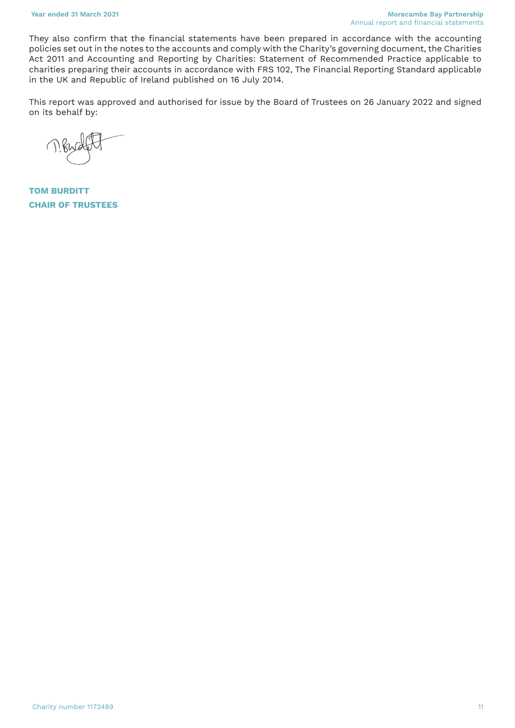They also confirm that the financial statements have been prepared in accordance with the accounting policies set out in the notes to the accounts and comply with the Charity's governing document, the Charities Act 2011 and Accounting and Reporting by Charities: Statement of Recommended Practice applicable to charities preparing their accounts in accordance with FRS 102, The Financial Reporting Standard applicable in the UK and Republic of Ireland published on 16 July 2014.

This report was approved and authorised for issue by the Board of Trustees on 26 January 2022 and signed on its behalf by:

**TOM BURDITT**
**CHAIR OF TRUSTEES**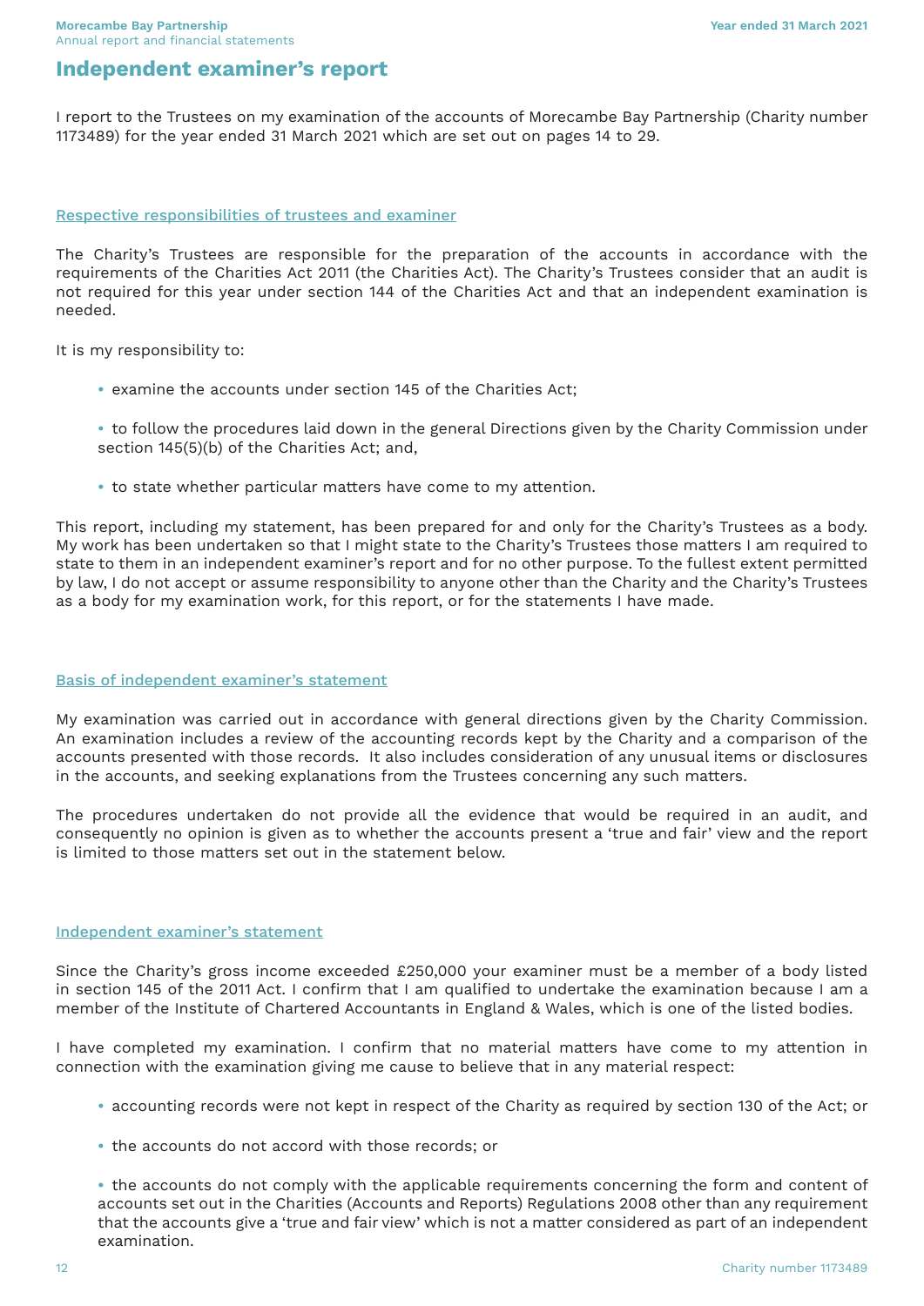# Independent examiner's report

I report to the Trustees on my examination of the accounts of Morecambe Bay Partnership (Charity number 1173489) for the year ended 31 March 2021 which are set out on pages 14 to 29.

## Respective responsibilities of trustees and examiner

The Charity's Trustees are responsible for the preparation of the accounts in accordance with the requirements of the Charities Act 2011 (the Charities Act). The Charity's Trustees consider that an audit is not required for this year under section 144 of the Charities Act and that an independent examination is needed.

It is my responsibility to:

- examine the accounts under section 145 of the Charities Act;
- to follow the procedures laid down in the general Directions given by the Charity Commission under section 145(5)(b) of the Charities Act; and,
- to state whether particular matters have come to my attention.

This report, including my statement, has been prepared for and only for the Charity's Trustees as a body. My work has been undertaken so that I might state to the Charity's Trustees those matters I am required to state to them in an independent examiner's report and for no other purpose. To the fullest extent permitted by law, I do not accept or assume responsibility to anyone other than the Charity and the Charity's Trustees as a body for my examination work, for this report, or for the statements I have made.

## Basis of independent examiner's statement

My examination was carried out in accordance with general directions given by the Charity Commission. An examination includes a review of the accounting records kept by the Charity and a comparison of the accounts presented with those records. It also includes consideration of any unusual items or disclosures in the accounts, and seeking explanations from the Trustees concerning any such matters.

The procedures undertaken do not provide all the evidence that would be required in an audit, and consequently no opinion is given as to whether the accounts present a 'true and fair' view and the report is limited to those matters set out in the statement below.

## Independent examiner's statement

Since the Charity's gross income exceeded £250,000 your examiner must be a member of a body listed in section 145 of the 2011 Act. I confirm that I am qualified to undertake the examination because I am a member of the Institute of Chartered Accountants in England & Wales, which is one of the listed bodies.

I have completed my examination. I confirm that no material matters have come to my attention in connection with the examination giving me cause to believe that in any material respect:

- accounting records were not kept in respect of the Charity as required by section 130 of the Act; or
- the accounts do not accord with those records; or
- the accounts do not comply with the applicable requirements concerning the form and content of accounts set out in the Charities (Accounts and Reports) Regulations 2008 other than any requirement that the accounts give a 'true and fair view' which is not a matter considered as part of an independent examination.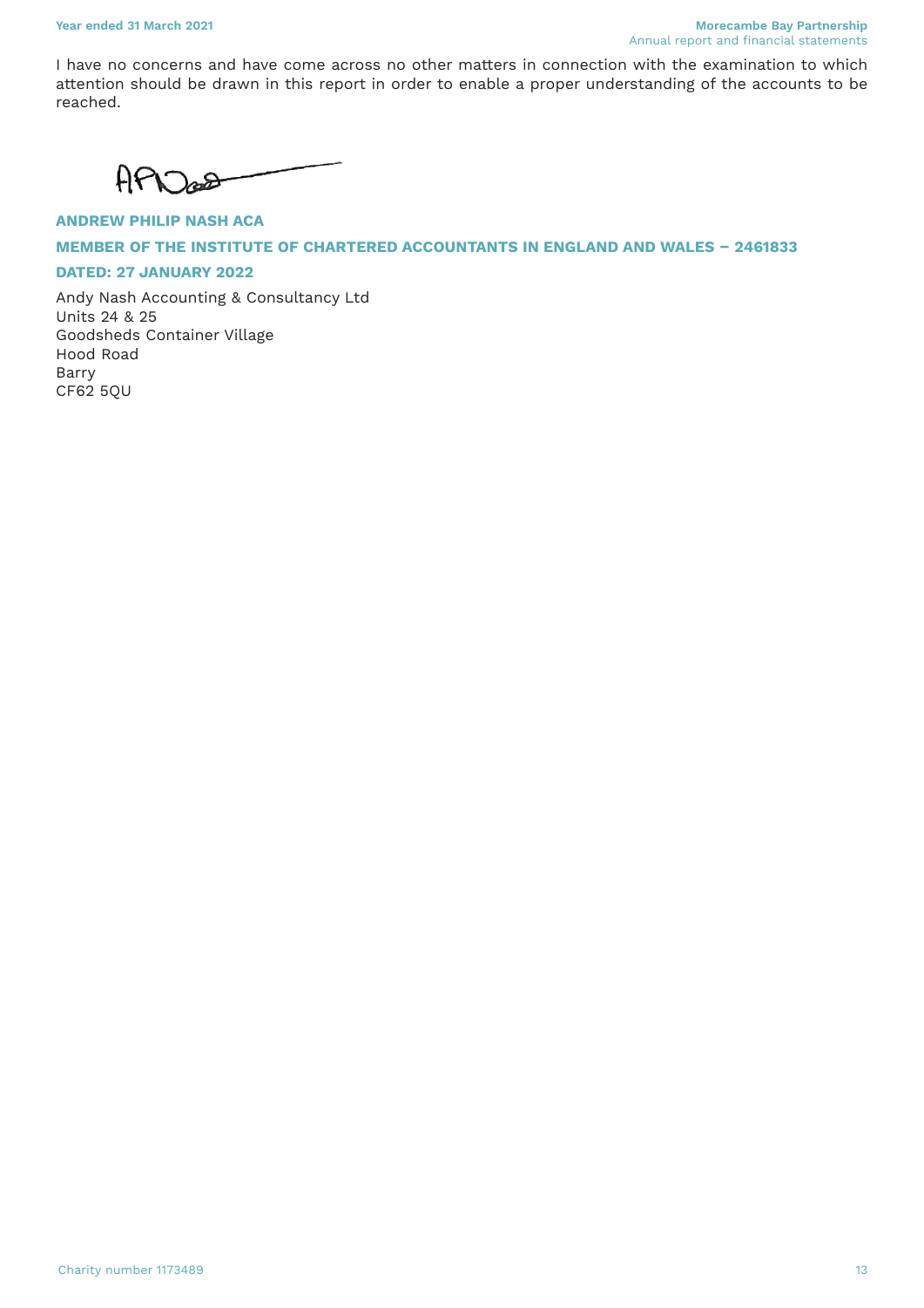I have no concerns and have come across no other matters in connection with the examination to which attention should be drawn in this report in order to enable a proper understanding of the accounts to be reached.

**ANDREW PHILIP NASH ACA**

**MEMBER OF THE INSTITUTE OF CHARTERED ACCOUNTANTS IN ENGLAND AND WALES – 2461833**

**DATED: 27 JANUARY 2022**

Andy Nash Accounting & Consultancy Ltd
Units 24 & 25
Goodsheds Container Village
Hood Road
Barry
CF62 5QU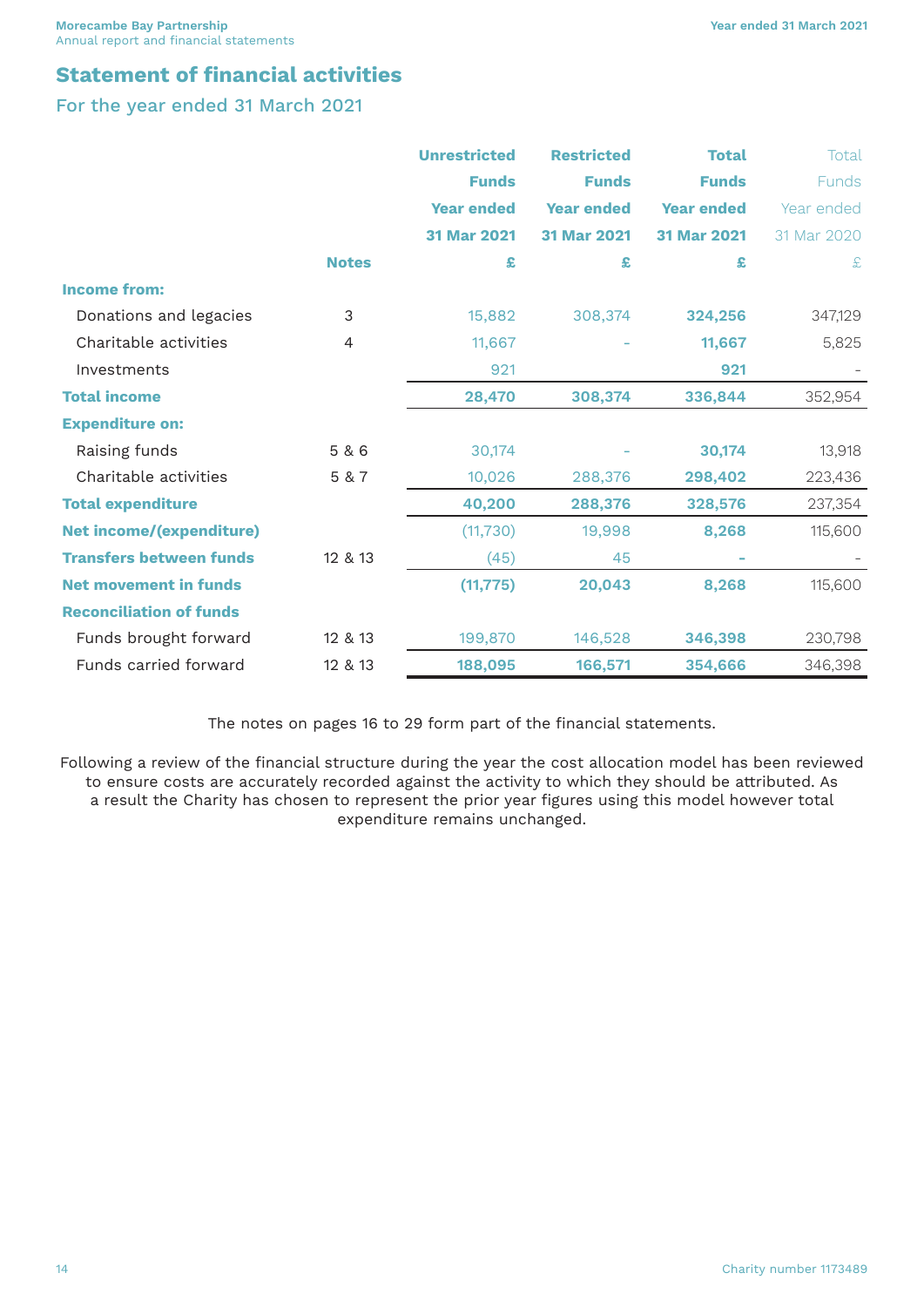## Statement of financial activities

### For the year ended 31 March 2021

| | Notes | Unrestricted Funds Year ended 31 Mar 2021 £ | Restricted Funds Year ended 31 Mar 2021 £ | Total Funds Year ended 31 Mar 2021 £ | Total Funds Year ended 31 Mar 2020 £ |
|---|---|---|---|---|---|
| **Income from:** | | | | | |
| Donations and legacies | 3 | 15,882 | 308,374 | **324,256** | 347,129 |
| Charitable activities | 4 | 11,667 | - | **11,667** | 5,825 |
| Investments | | 921 | | **921** | - |
| **Total income** | | **28,470** | **308,374** | **336,844** | 352,954 |
| **Expenditure on:** | | | | | |
| Raising funds | 5 & 6 | 30,174 | - | **30,174** | 13,918 |
| Charitable activities | 5 & 7 | 10,026 | 288,376 | **298,402** | 223,436 |
| **Total expenditure** | | **40,200** | **288,376** | **328,576** | 237,354 |
| **Net income/(expenditure)** | | (11,730) | 19,998 | **8,268** | 115,600 |
| **Transfers between funds** | 12 & 13 | (45) | 45 | - | - |
| **Net movement in funds** | | **(11,775)** | **20,043** | **8,268** | 115,600 |
| **Reconciliation of funds** | | | | | |
| Funds brought forward | 12 & 13 | 199,870 | 146,528 | **346,398** | 230,798 |
| Funds carried forward | 12 & 13 | **188,095** | **166,571** | **354,666** | 346,398 |

The notes on pages 16 to 29 form part of the financial statements.

Following a review of the financial structure during the year the cost allocation model has been reviewed to ensure costs are accurately recorded against the activity to which they should be attributed. As a result the Charity has chosen to represent the prior year figures using this model however total expenditure remains unchanged.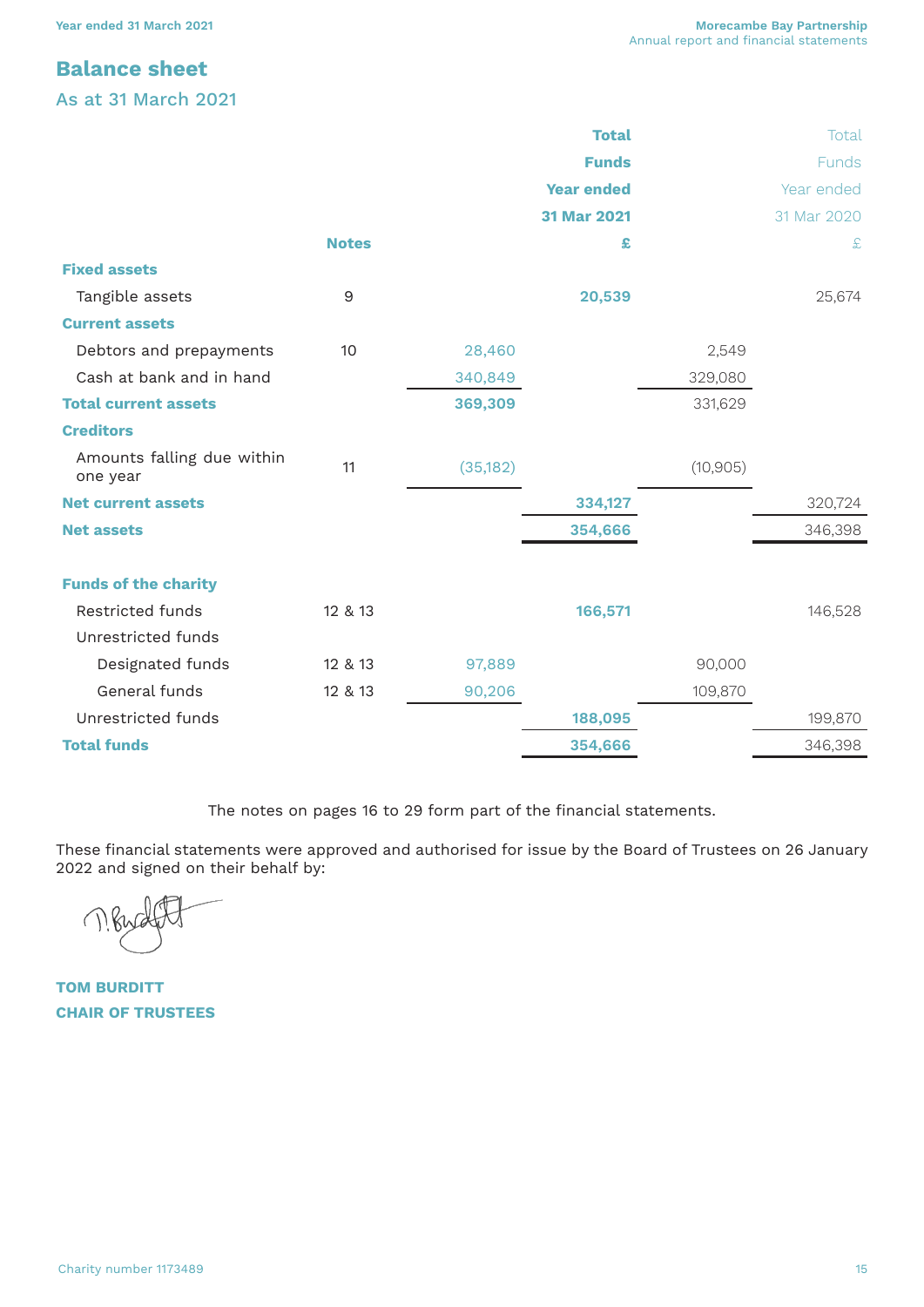## Balance sheet

As at 31 March 2021

| | Notes | | Total Funds Year ended 31 Mar 2021 £ | | Total Funds Year ended 31 Mar 2020 £ |
|---|---|---|---|---|---|
| **Fixed assets** | | | | | |
| Tangible assets | 9 | | 20,539 | | 25,674 |
| **Current assets** | | | | | |
| Debtors and prepayments | 10 | 28,460 | | 2,549 | |
| Cash at bank and in hand | | 340,849 | | 329,080 | |
| **Total current assets** | | 369,309 | | 331,629 | |
| **Creditors** | | | | | |
| Amounts falling due within one year | 11 | (35,182) | | (10,905) | |
| **Net current assets** | | | 334,127 | | 320,724 |
| **Net assets** | | | 354,666 | | 346,398 |
| | | | | | |
| **Funds of the charity** | | | | | |
| Restricted funds | 12 & 13 | | 166,571 | | 146,528 |
| Unrestricted funds | | | | | |
| Designated funds | 12 & 13 | 97,889 | | 90,000 | |
| General funds | 12 & 13 | 90,206 | | 109,870 | |
| Unrestricted funds | | | 188,095 | | 199,870 |
| **Total funds** | | | 354,666 | | 346,398 |

The notes on pages 16 to 29 form part of the financial statements.

These financial statements were approved and authorised for issue by the Board of Trustees on 26 January 2022 and signed on their behalf by:

**TOM BURDITT**
**CHAIR OF TRUSTEES**

Charity number 1173489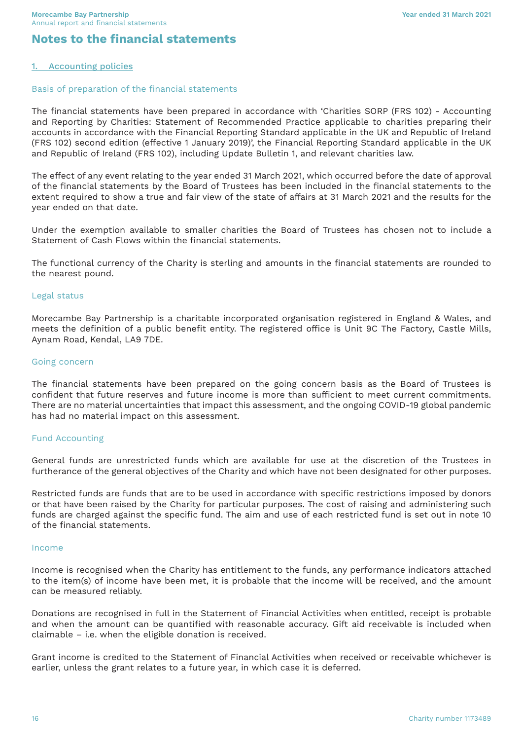# Notes to the financial statements

## 1. Accounting policies

### Basis of preparation of the financial statements

The financial statements have been prepared in accordance with 'Charities SORP (FRS 102) - Accounting and Reporting by Charities: Statement of Recommended Practice applicable to charities preparing their accounts in accordance with the Financial Reporting Standard applicable in the UK and Republic of Ireland (FRS 102) second edition (effective 1 January 2019)', the Financial Reporting Standard applicable in the UK and Republic of Ireland (FRS 102), including Update Bulletin 1, and relevant charities law.

The effect of any event relating to the year ended 31 March 2021, which occurred before the date of approval of the financial statements by the Board of Trustees has been included in the financial statements to the extent required to show a true and fair view of the state of affairs at 31 March 2021 and the results for the year ended on that date.

Under the exemption available to smaller charities the Board of Trustees has chosen not to include a Statement of Cash Flows within the financial statements.

The functional currency of the Charity is sterling and amounts in the financial statements are rounded to the nearest pound.

### Legal status

Morecambe Bay Partnership is a charitable incorporated organisation registered in England & Wales, and meets the definition of a public benefit entity. The registered office is Unit 9C The Factory, Castle Mills, Aynam Road, Kendal, LA9 7DE.

### Going concern

The financial statements have been prepared on the going concern basis as the Board of Trustees is confident that future reserves and future income is more than sufficient to meet current commitments. There are no material uncertainties that impact this assessment, and the ongoing COVID-19 global pandemic has had no material impact on this assessment.

### Fund Accounting

General funds are unrestricted funds which are available for use at the discretion of the Trustees in furtherance of the general objectives of the Charity and which have not been designated for other purposes.

Restricted funds are funds that are to be used in accordance with specific restrictions imposed by donors or that have been raised by the Charity for particular purposes. The cost of raising and administering such funds are charged against the specific fund. The aim and use of each restricted fund is set out in note 10 of the financial statements.

### Income

Income is recognised when the Charity has entitlement to the funds, any performance indicators attached to the item(s) of income have been met, it is probable that the income will be received, and the amount can be measured reliably.

Donations are recognised in full in the Statement of Financial Activities when entitled, receipt is probable and when the amount can be quantified with reasonable accuracy. Gift aid receivable is included when claimable – i.e. when the eligible donation is received.

Grant income is credited to the Statement of Financial Activities when received or receivable whichever is earlier, unless the grant relates to a future year, in which case it is deferred.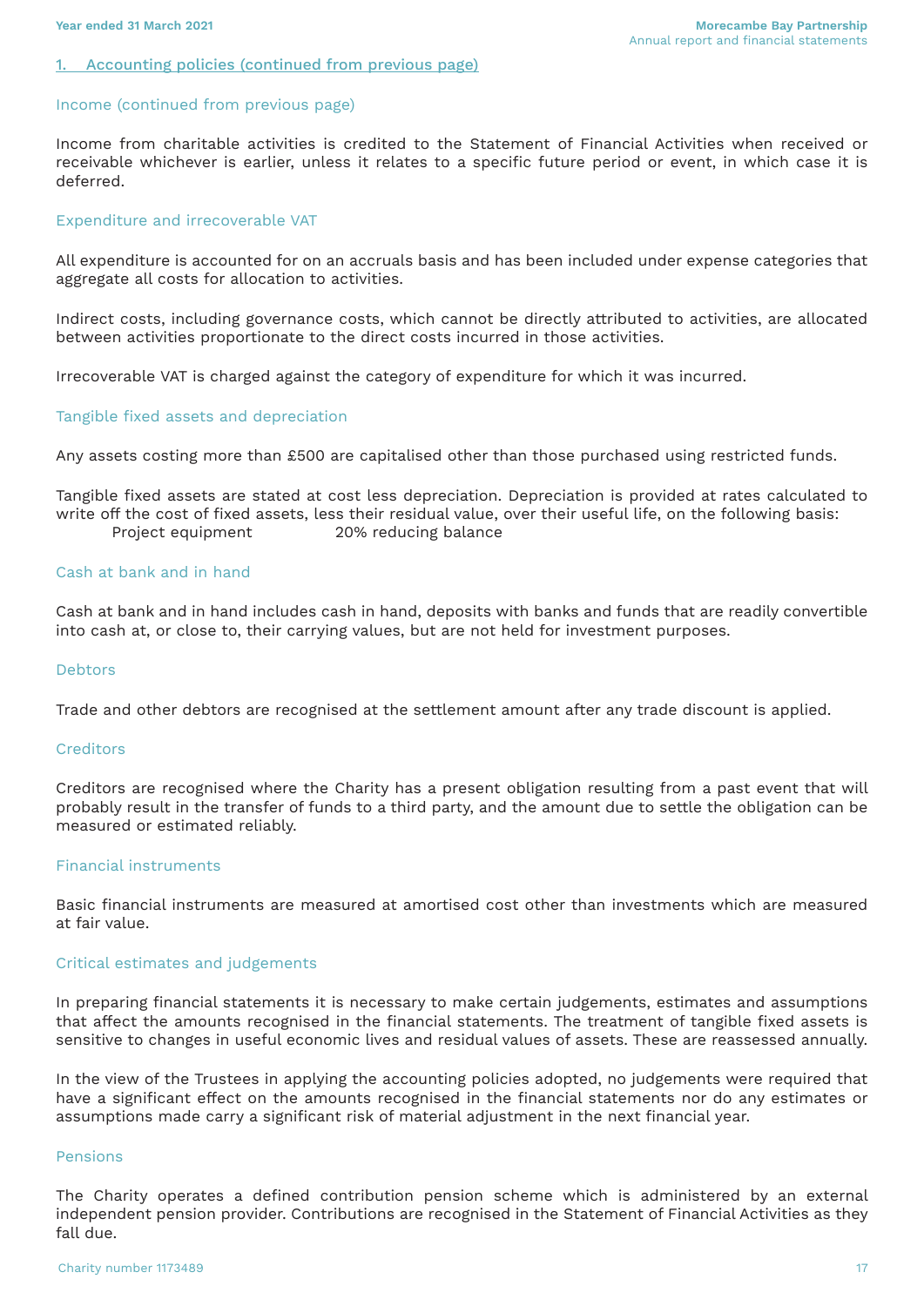## 1. Accounting policies (continued from previous page)

### Income (continued from previous page)

Income from charitable activities is credited to the Statement of Financial Activities when received or receivable whichever is earlier, unless it relates to a specific future period or event, in which case it is deferred.

### Expenditure and irrecoverable VAT

All expenditure is accounted for on an accruals basis and has been included under expense categories that aggregate all costs for allocation to activities.

Indirect costs, including governance costs, which cannot be directly attributed to activities, are allocated between activities proportionate to the direct costs incurred in those activities.

Irrecoverable VAT is charged against the category of expenditure for which it was incurred.

### Tangible fixed assets and depreciation

Any assets costing more than £500 are capitalised other than those purchased using restricted funds.

Tangible fixed assets are stated at cost less depreciation. Depreciation is provided at rates calculated to write off the cost of fixed assets, less their residual value, over their useful life, on the following basis:

| | |
|---|---|
| Project equipment | 20% reducing balance |

### Cash at bank and in hand

Cash at bank and in hand includes cash in hand, deposits with banks and funds that are readily convertible into cash at, or close to, their carrying values, but are not held for investment purposes.

### Debtors

Trade and other debtors are recognised at the settlement amount after any trade discount is applied.

### Creditors

Creditors are recognised where the Charity has a present obligation resulting from a past event that will probably result in the transfer of funds to a third party, and the amount due to settle the obligation can be measured or estimated reliably.

### Financial instruments

Basic financial instruments are measured at amortised cost other than investments which are measured at fair value.

### Critical estimates and judgements

In preparing financial statements it is necessary to make certain judgements, estimates and assumptions that affect the amounts recognised in the financial statements. The treatment of tangible fixed assets is sensitive to changes in useful economic lives and residual values of assets. These are reassessed annually.

In the view of the Trustees in applying the accounting policies adopted, no judgements were required that have a significant effect on the amounts recognised in the financial statements nor do any estimates or assumptions made carry a significant risk of material adjustment in the next financial year.

### Pensions

The Charity operates a defined contribution pension scheme which is administered by an external independent pension provider. Contributions are recognised in the Statement of Financial Activities as they fall due.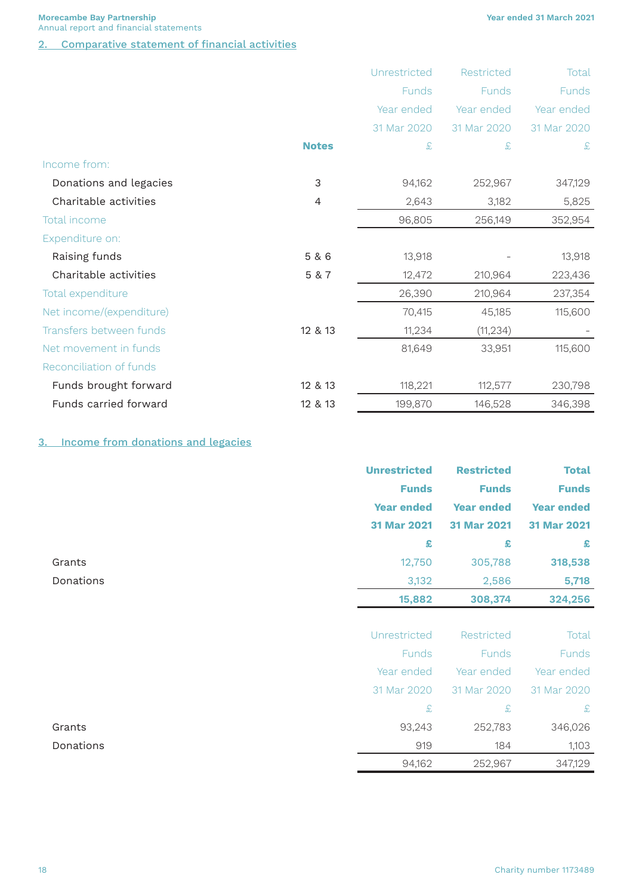## 2. Comparative statement of financial activities

| | Notes | Unrestricted Funds Year ended 31 Mar 2020 £ | Restricted Funds Year ended 31 Mar 2020 £ | Total Funds Year ended 31 Mar 2020 £ |
|---|---|---|---|---|
| Income from: | | | | |
| Donations and legacies | 3 | 94,162 | 252,967 | 347,129 |
| Charitable activities | 4 | 2,643 | 3,182 | 5,825 |
| Total income | | 96,805 | 256,149 | 352,954 |
| Expenditure on: | | | | |
| Raising funds | 5 & 6 | 13,918 | - | 13,918 |
| Charitable activities | 5 & 7 | 12,472 | 210,964 | 223,436 |
| Total expenditure | | 26,390 | 210,964 | 237,354 |
| Net income/(expenditure) | | 70,415 | 45,185 | 115,600 |
| Transfers between funds | 12 & 13 | 11,234 | (11,234) | - |
| Net movement in funds | | 81,649 | 33,951 | 115,600 |
| Reconciliation of funds | | | | |
| Funds brought forward | 12 & 13 | 118,221 | 112,577 | 230,798 |
| Funds carried forward | 12 & 13 | 199,870 | 146,528 | 346,398 |

## 3. Income from donations and legacies

| | **Unrestricted Funds Year ended 31 Mar 2021 £** | **Restricted Funds Year ended 31 Mar 2021 £** | **Total Funds Year ended 31 Mar 2021 £** |
|---|---|---|---|
| Grants | 12,750 | 305,788 | **318,538** |
| Donations | 3,132 | 2,586 | **5,718** |
| | **15,882** | **308,374** | **324,256** |

| | Unrestricted Funds Year ended 31 Mar 2020 £ | Restricted Funds Year ended 31 Mar 2020 £ | Total Funds Year ended 31 Mar 2020 £ |
|---|---|---|---|
| Grants | 93,243 | 252,783 | 346,026 |
| Donations | 919 | 184 | 1,103 |
| | 94,162 | 252,967 | 347,129 |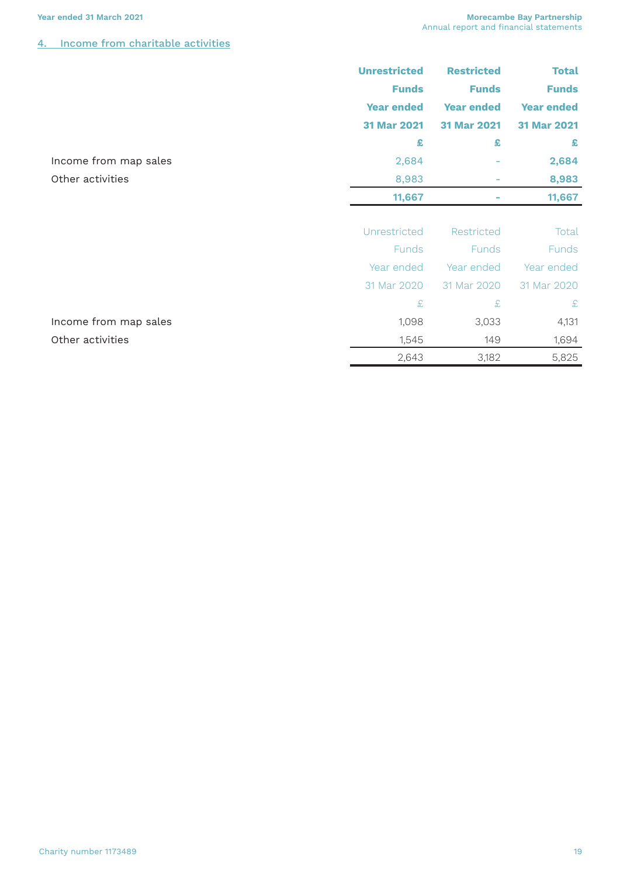## 4. Income from charitable activities

| | Unrestricted Funds Year ended 31 Mar 2021 | Restricted Funds Year ended 31 Mar 2021 | Total Funds Year ended 31 Mar 2021 |
|---|---|---|---|
| | £ | £ | £ |
| Income from map sales | 2,684 | - | 2,684 |
| Other activities | 8,983 | - | 8,983 |
| | 11,667 | - | 11,667 |

| | Unrestricted Funds Year ended 31 Mar 2020 | Restricted Funds Year ended 31 Mar 2020 | Total Funds Year ended 31 Mar 2020 |
|---|---|---|---|
| | £ | £ | £ |
| Income from map sales | 1,098 | 3,033 | 4,131 |
| Other activities | 1,545 | 149 | 1,694 |
| | 2,643 | 3,182 | 5,825 |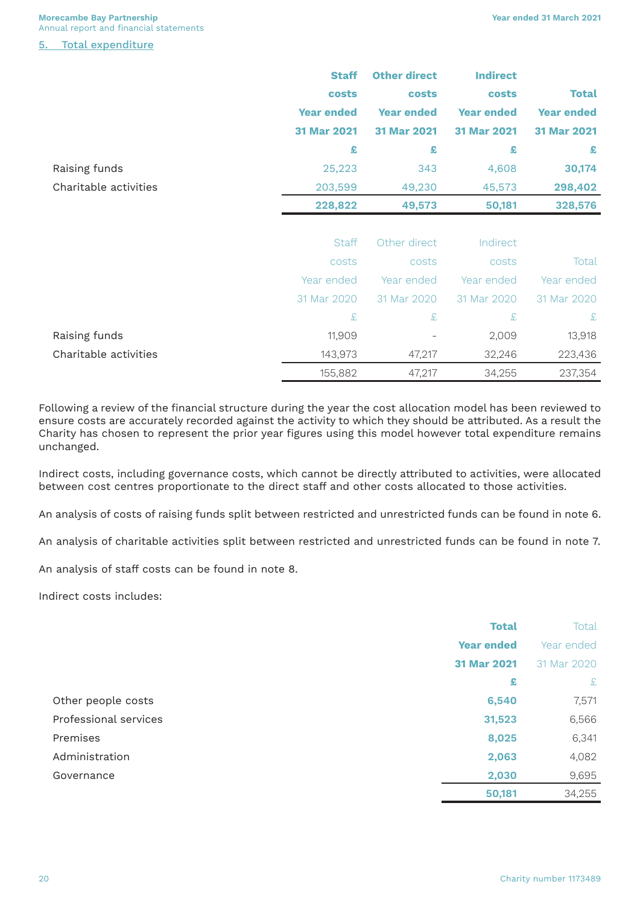## 5. Total expenditure

| | Staff costs Year ended 31 Mar 2021 £ | Other direct costs Year ended 31 Mar 2021 £ | Indirect costs Year ended 31 Mar 2021 £ | Total Year ended 31 Mar 2021 £ |
|---|---|---|---|---|
| Raising funds | 25,223 | 343 | 4,608 | **30,174** |
| Charitable activities | 203,599 | 49,230 | 45,573 | **298,402** |
| | **228,822** | **49,573** | **50,181** | **328,576** |

| | Staff costs Year ended 31 Mar 2020 £ | Other direct costs Year ended 31 Mar 2020 £ | Indirect costs Year ended 31 Mar 2020 £ | Total Year ended 31 Mar 2020 £ |
|---|---|---|---|---|
| Raising funds | 11,909 | - | 2,009 | 13,918 |
| Charitable activities | 143,973 | 47,217 | 32,246 | 223,436 |
| | 155,882 | 47,217 | 34,255 | 237,354 |

Following a review of the financial structure during the year the cost allocation model has been reviewed to ensure costs are accurately recorded against the activity to which they should be attributed. As a result the Charity has chosen to represent the prior year figures using this model however total expenditure remains unchanged.

Indirect costs, including governance costs, which cannot be directly attributed to activities, were allocated between cost centres proportionate to the direct staff and other costs allocated to those activities.

An analysis of costs of raising funds split between restricted and unrestricted funds can be found in note 6.

An analysis of charitable activities split between restricted and unrestricted funds can be found in note 7.

An analysis of staff costs can be found in note 8.

Indirect costs includes:

| | Total Year ended 31 Mar 2021 £ | Total Year ended 31 Mar 2020 £ |
|---|---|---|
| Other people costs | **6,540** | 7,571 |
| Professional services | **31,523** | 6,566 |
| Premises | **8,025** | 6,341 |
| Administration | **2,063** | 4,082 |
| Governance | **2,030** | 9,695 |
| | **50,181** | 34,255 |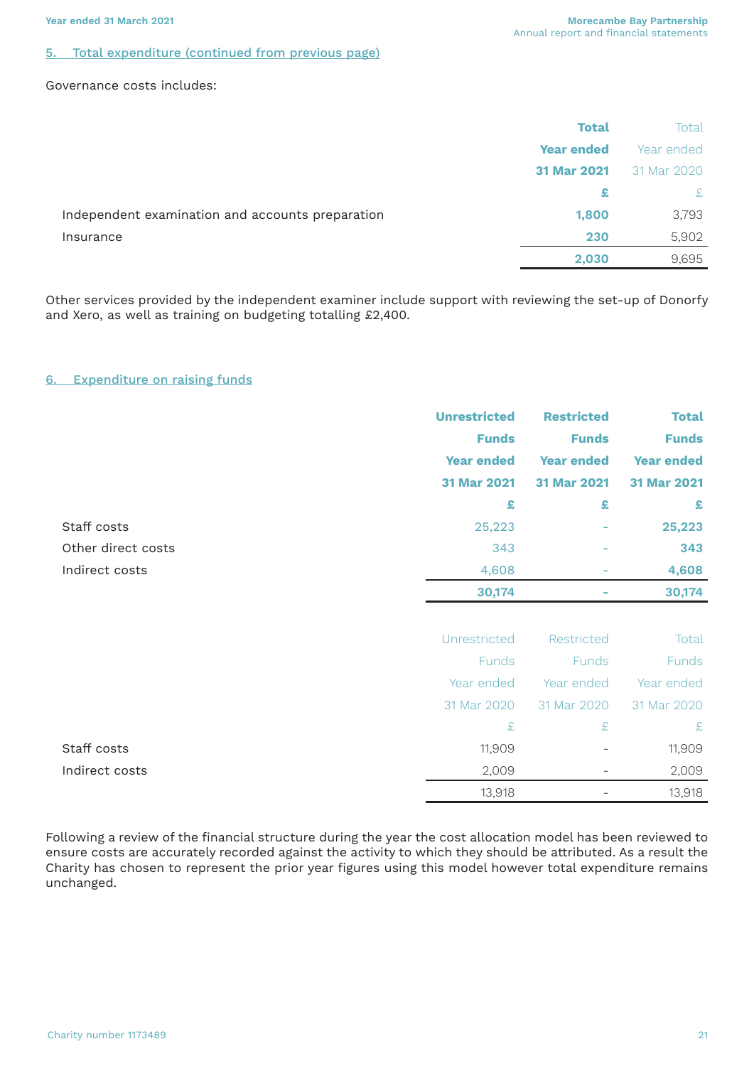## 5. Total expenditure (continued from previous page)

Governance costs includes:

| | Total Year ended 31 Mar 2021 £ | Total Year ended 31 Mar 2020 £ |
|---|---|---|
| Independent examination and accounts preparation | 1,800 | 3,793 |
| Insurance | 230 | 5,902 |
| | 2,030 | 9,695 |

Other services provided by the independent examiner include support with reviewing the set-up of Donorfy and Xero, as well as training on budgeting totalling £2,400.

## 6. Expenditure on raising funds

| | Unrestricted Funds Year ended 31 Mar 2021 £ | Restricted Funds Year ended 31 Mar 2021 £ | Total Funds Year ended 31 Mar 2021 £ |
|---|---|---|---|
| Staff costs | 25,223 | - | 25,223 |
| Other direct costs | 343 | - | 343 |
| Indirect costs | 4,608 | - | 4,608 |
| | 30,174 | - | 30,174 |

| | Unrestricted Funds Year ended 31 Mar 2020 £ | Restricted Funds Year ended 31 Mar 2020 £ | Total Funds Year ended 31 Mar 2020 £ |
|---|---|---|---|
| Staff costs | 11,909 | - | 11,909 |
| Indirect costs | 2,009 | - | 2,009 |
| | 13,918 | - | 13,918 |

Following a review of the financial structure during the year the cost allocation model has been reviewed to ensure costs are accurately recorded against the activity to which they should be attributed. As a result the Charity has chosen to represent the prior year figures using this model however total expenditure remains unchanged.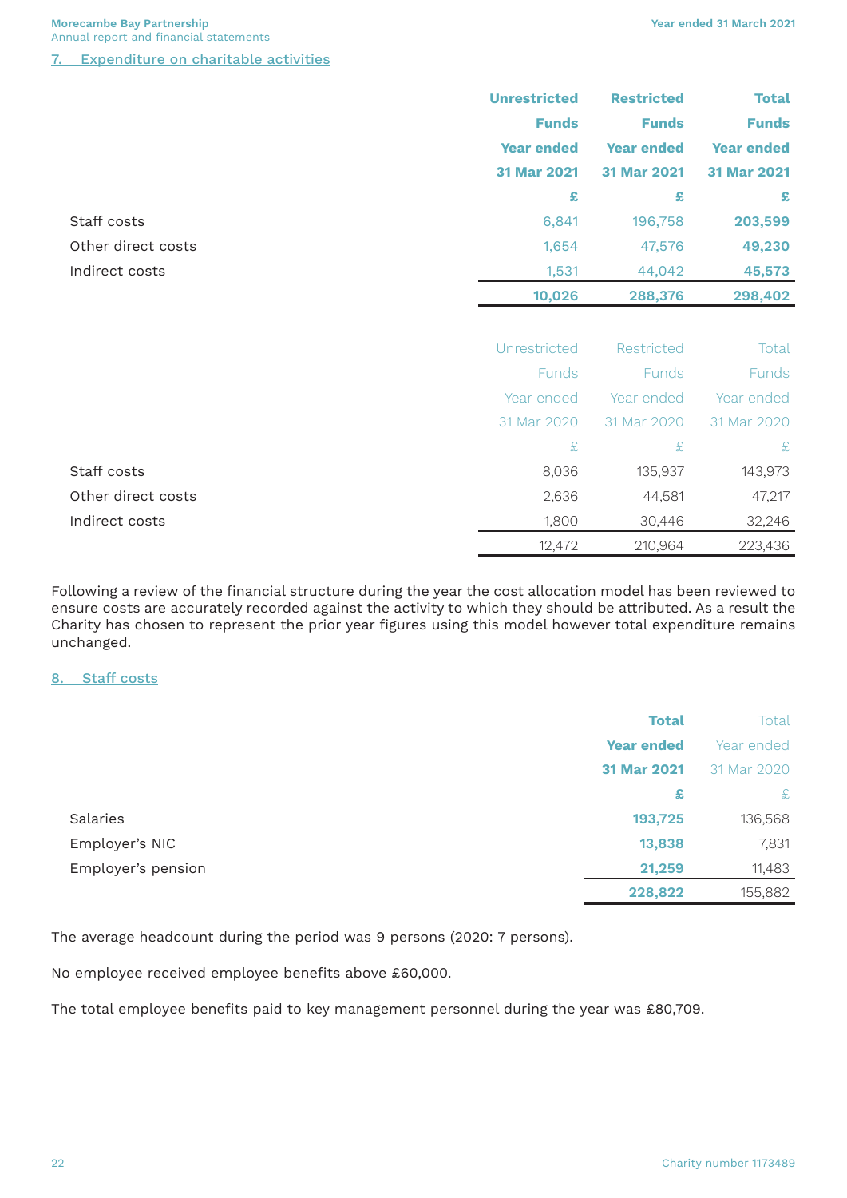## 7. Expenditure on charitable activities

| | Unrestricted Funds Year ended 31 Mar 2021 | Restricted Funds Year ended 31 Mar 2021 | Total Funds Year ended 31 Mar 2021 |
|---|---|---|---|
| | £ | £ | £ |
| Staff costs | 6,841 | 196,758 | **203,599** |
| Other direct costs | 1,654 | 47,576 | **49,230** |
| Indirect costs | 1,531 | 44,042 | **45,573** |
| | **10,026** | **288,376** | **298,402** |

| | Unrestricted Funds Year ended 31 Mar 2020 | Restricted Funds Year ended 31 Mar 2020 | Total Funds Year ended 31 Mar 2020 |
|---|---|---|---|
| | £ | £ | £ |
| Staff costs | 8,036 | 135,937 | 143,973 |
| Other direct costs | 2,636 | 44,581 | 47,217 |
| Indirect costs | 1,800 | 30,446 | 32,246 |
| | 12,472 | 210,964 | 223,436 |

Following a review of the financial structure during the year the cost allocation model has been reviewed to ensure costs are accurately recorded against the activity to which they should be attributed. As a result the Charity has chosen to represent the prior year figures using this model however total expenditure remains unchanged.

## 8. Staff costs

| | Total Year ended 31 Mar 2021 | Total Year ended 31 Mar 2020 |
|---|---|---|
| | £ | £ |
| Salaries | **193,725** | 136,568 |
| Employer's NIC | **13,838** | 7,831 |
| Employer's pension | **21,259** | 11,483 |
| | **228,822** | 155,882 |

The average headcount during the period was 9 persons (2020: 7 persons).

No employee received employee benefits above £60,000.

The total employee benefits paid to key management personnel during the year was £80,709.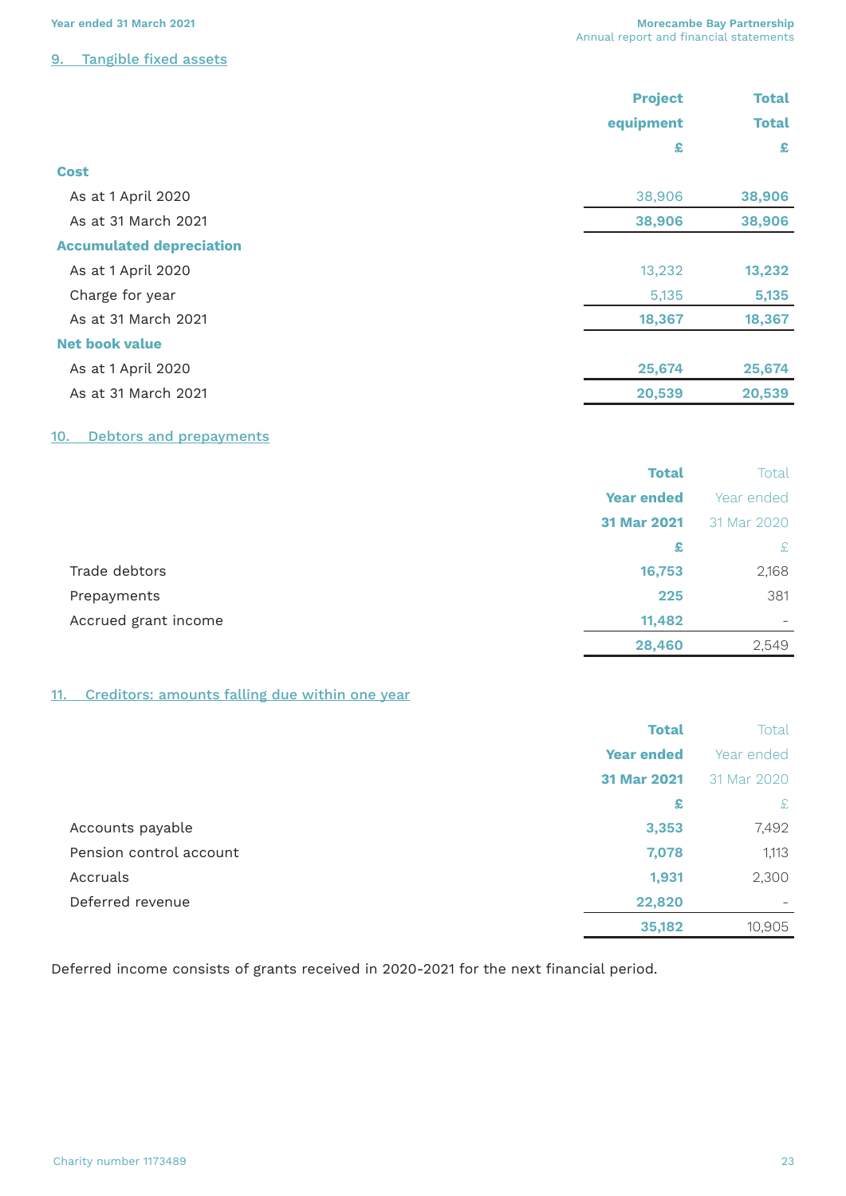## 9. Tangible fixed assets

| | Project equipment | Total |
|---|---|---|
| | £ | £ |
| **Cost** | | |
| As at 1 April 2020 | 38,906 | 38,906 |
| As at 31 March 2021 | 38,906 | 38,906 |
| **Accumulated depreciation** | | |
| As at 1 April 2020 | 13,232 | 13,232 |
| Charge for year | 5,135 | 5,135 |
| As at 31 March 2021 | 18,367 | 18,367 |
| **Net book value** | | |
| As at 1 April 2020 | 25,674 | 25,674 |
| As at 31 March 2021 | 20,539 | 20,539 |

## 10. Debtors and prepayments

| | Total Year ended 31 Mar 2021 | Total Year ended 31 Mar 2020 |
|---|---|---|
| | £ | £ |
| Trade debtors | 16,753 | 2,168 |
| Prepayments | 225 | 381 |
| Accrued grant income | 11,482 | - |
| | 28,460 | 2,549 |

## 11. Creditors: amounts falling due within one year

| | Total Year ended 31 Mar 2021 | Total Year ended 31 Mar 2020 |
|---|---|---|
| | £ | £ |
| Accounts payable | 3,353 | 7,492 |
| Pension control account | 7,078 | 1,113 |
| Accruals | 1,931 | 2,300 |
| Deferred revenue | 22,820 | - |
| | 35,182 | 10,905 |

Deferred income consists of grants received in 2020-2021 for the next financial period.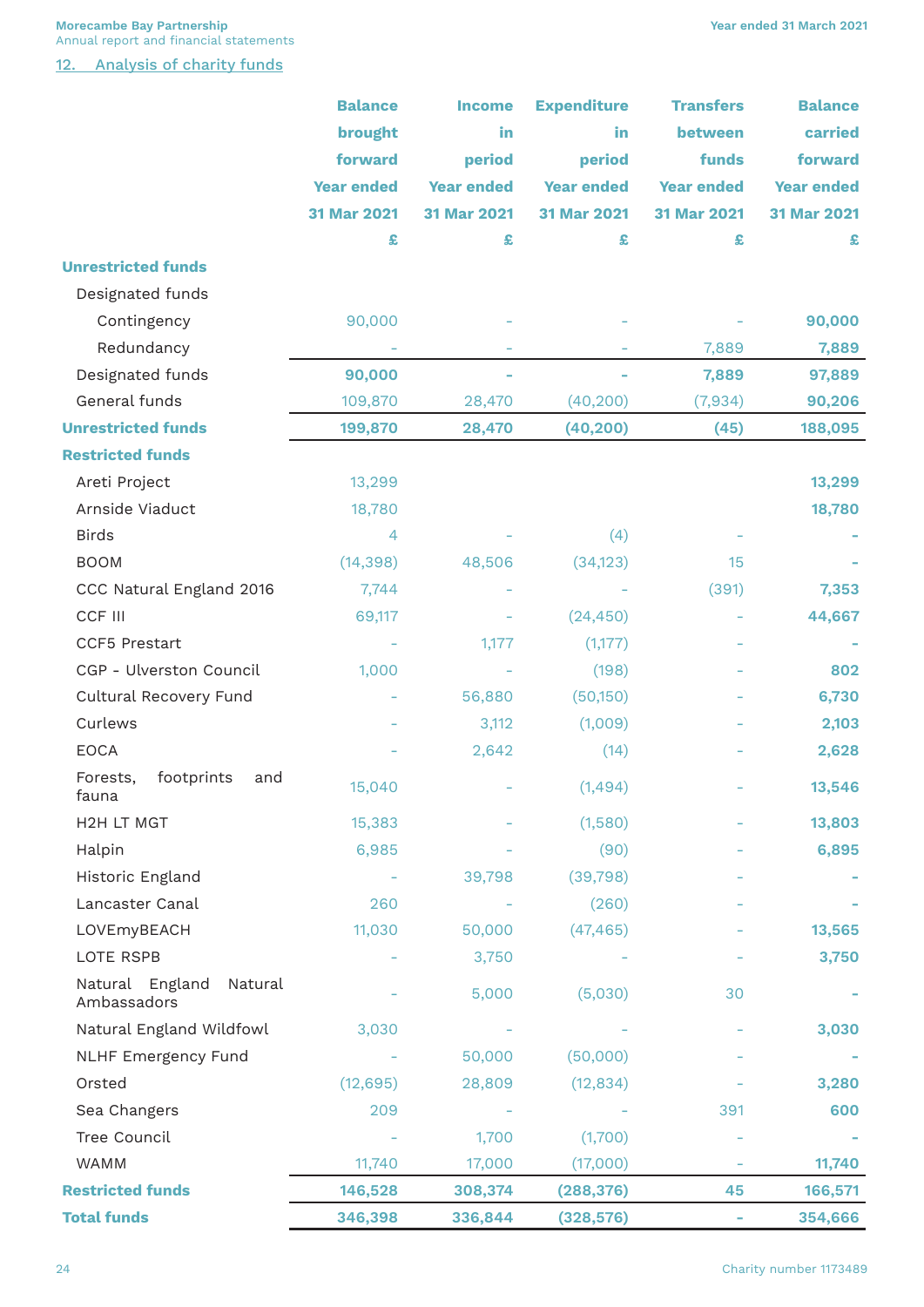## 12. Analysis of charity funds

| | Balance brought forward Year ended 31 Mar 2021 £ | Income in period Year ended 31 Mar 2021 £ | Expenditure in period Year ended 31 Mar 2021 £ | Transfers between funds Year ended 31 Mar 2021 £ | Balance carried forward Year ended 31 Mar 2021 £ |
|---|---|---|---|---|---|
| **Unrestricted funds** | | | | | |
| Designated funds | | | | | |
| Contingency | 90,000 | - | - | - | **90,000** |
| Redundancy | - | - | - | 7,889 | **7,889** |
| Designated funds | **90,000** | **-** | **-** | **7,889** | **97,889** |
| General funds | 109,870 | 28,470 | (40,200) | (7,934) | **90,206** |
| **Unrestricted funds** | **199,870** | **28,470** | **(40,200)** | **(45)** | **188,095** |
| **Restricted funds** | | | | | |
| Areti Project | 13,299 | | | | **13,299** |
| Arnside Viaduct | 18,780 | | | | **18,780** |
| Birds | 4 | - | (4) | - | **-** |
| BOOM | (14,398) | 48,506 | (34,123) | 15 | **-** |
| CCC Natural England 2016 | 7,744 | - | - | (391) | **7,353** |
| CCF III | 69,117 | - | (24,450) | - | **44,667** |
| CCF5 Prestart | - | 1,177 | (1,177) | - | **-** |
| CGP - Ulverston Council | 1,000 | - | (198) | - | **802** |
| Cultural Recovery Fund | - | 56,880 | (50,150) | - | **6,730** |
| Curlews | - | 3,112 | (1,009) | - | **2,103** |
| EOCA | - | 2,642 | (14) | - | **2,628** |
| Forests, footprints and fauna | 15,040 | - | (1,494) | - | **13,546** |
| H2H LT MGT | 15,383 | - | (1,580) | - | **13,803** |
| Halpin | 6,985 | - | (90) | - | **6,895** |
| Historic England | - | 39,798 | (39,798) | - | **-** |
| Lancaster Canal | 260 | - | (260) | - | **-** |
| LOVEmyBEACH | 11,030 | 50,000 | (47,465) | - | **13,565** |
| LOTE RSPB | - | 3,750 | - | - | **3,750** |
| Natural England Natural Ambassadors | - | 5,000 | (5,030) | 30 | **-** |
| Natural England Wildfowl | 3,030 | - | - | - | **3,030** |
| NLHF Emergency Fund | - | 50,000 | (50,000) | - | **-** |
| Orsted | (12,695) | 28,809 | (12,834) | - | **3,280** |
| Sea Changers | 209 | - | - | 391 | **600** |
| Tree Council | - | 1,700 | (1,700) | - | **-** |
| WAMM | 11,740 | 17,000 | (17,000) | - | **11,740** |
| **Restricted funds** | **146,528** | **308,374** | **(288,376)** | **45** | **166,571** |
| **Total funds** | **346,398** | **336,844** | **(328,576)** | **-** | **354,666** |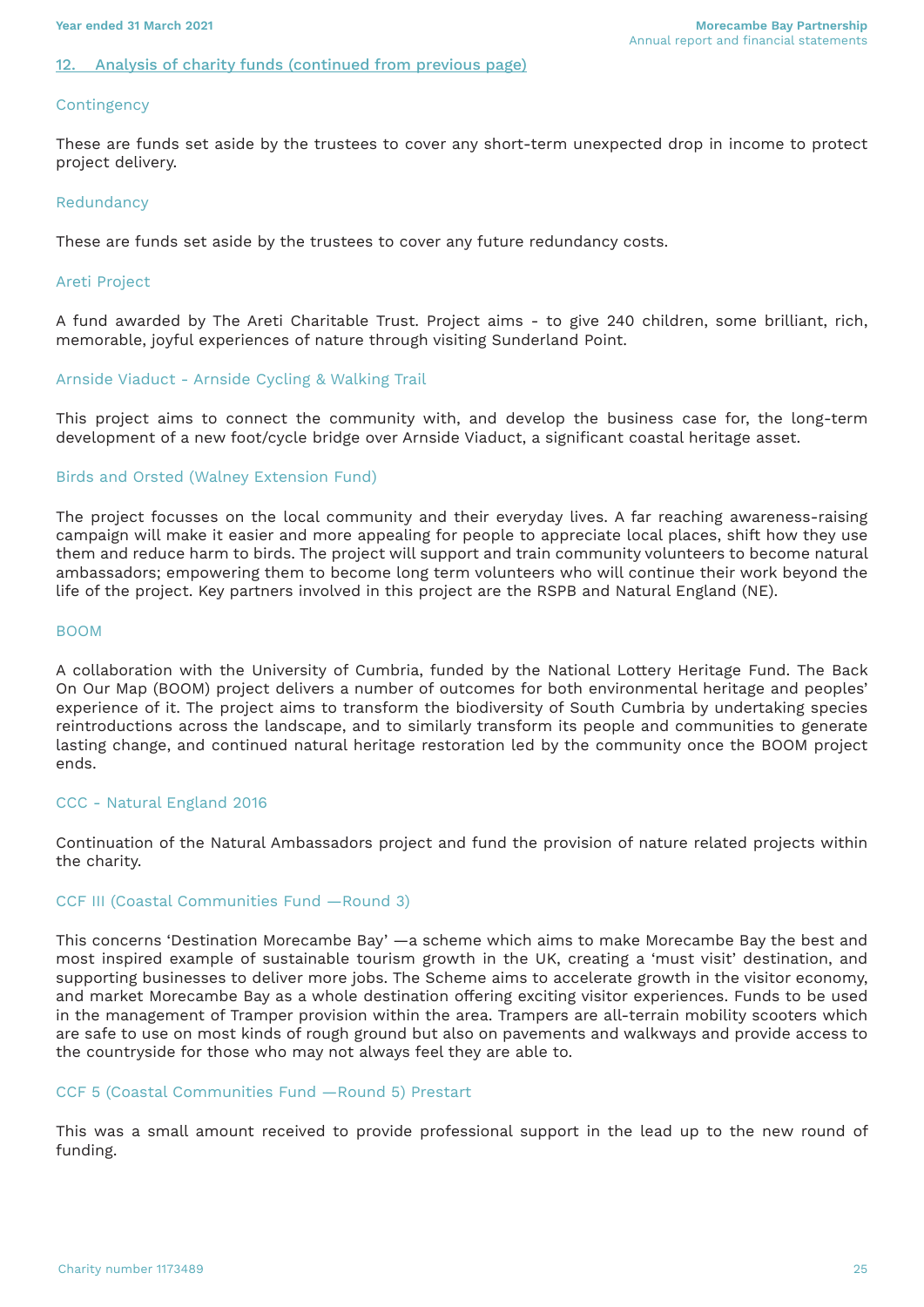## 12. Analysis of charity funds (continued from previous page)

### Contingency

These are funds set aside by the trustees to cover any short-term unexpected drop in income to protect project delivery.

### Redundancy

These are funds set aside by the trustees to cover any future redundancy costs.

### Areti Project

A fund awarded by The Areti Charitable Trust. Project aims - to give 240 children, some brilliant, rich, memorable, joyful experiences of nature through visiting Sunderland Point.

### Arnside Viaduct - Arnside Cycling & Walking Trail

This project aims to connect the community with, and develop the business case for, the long-term development of a new foot/cycle bridge over Arnside Viaduct, a significant coastal heritage asset.

### Birds and Orsted (Walney Extension Fund)

The project focusses on the local community and their everyday lives. A far reaching awareness-raising campaign will make it easier and more appealing for people to appreciate local places, shift how they use them and reduce harm to birds. The project will support and train community volunteers to become natural ambassadors; empowering them to become long term volunteers who will continue their work beyond the life of the project. Key partners involved in this project are the RSPB and Natural England (NE).

### BOOM

A collaboration with the University of Cumbria, funded by the National Lottery Heritage Fund. The Back On Our Map (BOOM) project delivers a number of outcomes for both environmental heritage and peoples' experience of it. The project aims to transform the biodiversity of South Cumbria by undertaking species reintroductions across the landscape, and to similarly transform its people and communities to generate lasting change, and continued natural heritage restoration led by the community once the BOOM project ends.

### CCC - Natural England 2016

Continuation of the Natural Ambassadors project and fund the provision of nature related projects within the charity.

### CCF III (Coastal Communities Fund —Round 3)

This concerns 'Destination Morecambe Bay' —a scheme which aims to make Morecambe Bay the best and most inspired example of sustainable tourism growth in the UK, creating a 'must visit' destination, and supporting businesses to deliver more jobs. The Scheme aims to accelerate growth in the visitor economy, and market Morecambe Bay as a whole destination offering exciting visitor experiences. Funds to be used in the management of Tramper provision within the area. Trampers are all-terrain mobility scooters which are safe to use on most kinds of rough ground but also on pavements and walkways and provide access to the countryside for those who may not always feel they are able to.

### CCF 5 (Coastal Communities Fund —Round 5) Prestart

This was a small amount received to provide professional support in the lead up to the new round of funding.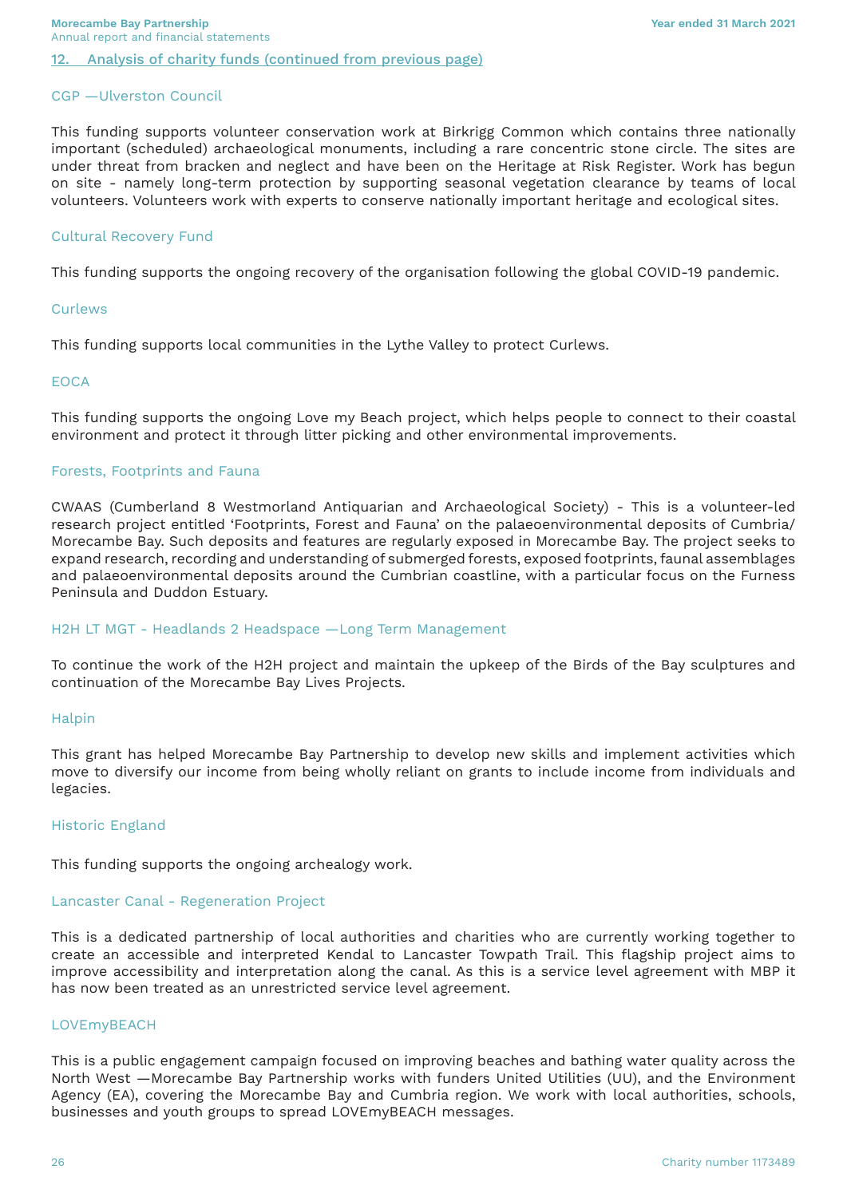## 12. Analysis of charity funds (continued from previous page)

### CGP —Ulverston Council

This funding supports volunteer conservation work at Birkrigg Common which contains three nationally important (scheduled) archaeological monuments, including a rare concentric stone circle. The sites are under threat from bracken and neglect and have been on the Heritage at Risk Register. Work has begun on site - namely long-term protection by supporting seasonal vegetation clearance by teams of local volunteers. Volunteers work with experts to conserve nationally important heritage and ecological sites.

### Cultural Recovery Fund

This funding supports the ongoing recovery of the organisation following the global COVID-19 pandemic.

### Curlews

This funding supports local communities in the Lythe Valley to protect Curlews.

### EOCA

This funding supports the ongoing Love my Beach project, which helps people to connect to their coastal environment and protect it through litter picking and other environmental improvements.

### Forests, Footprints and Fauna

CWAAS (Cumberland 8 Westmorland Antiquarian and Archaeological Society) - This is a volunteer-led research project entitled ‘Footprints, Forest and Fauna’ on the palaeoenvironmental deposits of Cumbria/ Morecambe Bay. Such deposits and features are regularly exposed in Morecambe Bay. The project seeks to expand research, recording and understanding of submerged forests, exposed footprints, faunal assemblages and palaeoenvironmental deposits around the Cumbrian coastline, with a particular focus on the Furness Peninsula and Duddon Estuary.

### H2H LT MGT - Headlands 2 Headspace —Long Term Management

To continue the work of the H2H project and maintain the upkeep of the Birds of the Bay sculptures and continuation of the Morecambe Bay Lives Projects.

### Halpin

This grant has helped Morecambe Bay Partnership to develop new skills and implement activities which move to diversify our income from being wholly reliant on grants to include income from individuals and legacies.

### Historic England

This funding supports the ongoing archealogy work.

### Lancaster Canal - Regeneration Project

This is a dedicated partnership of local authorities and charities who are currently working together to create an accessible and interpreted Kendal to Lancaster Towpath Trail. This flagship project aims to improve accessibility and interpretation along the canal. As this is a service level agreement with MBP it has now been treated as an unrestricted service level agreement.

### LOVEmyBEACH

This is a public engagement campaign focused on improving beaches and bathing water quality across the North West —Morecambe Bay Partnership works with funders United Utilities (UU), and the Environment Agency (EA), covering the Morecambe Bay and Cumbria region. We work with local authorities, schools, businesses and youth groups to spread LOVEmyBEACH messages.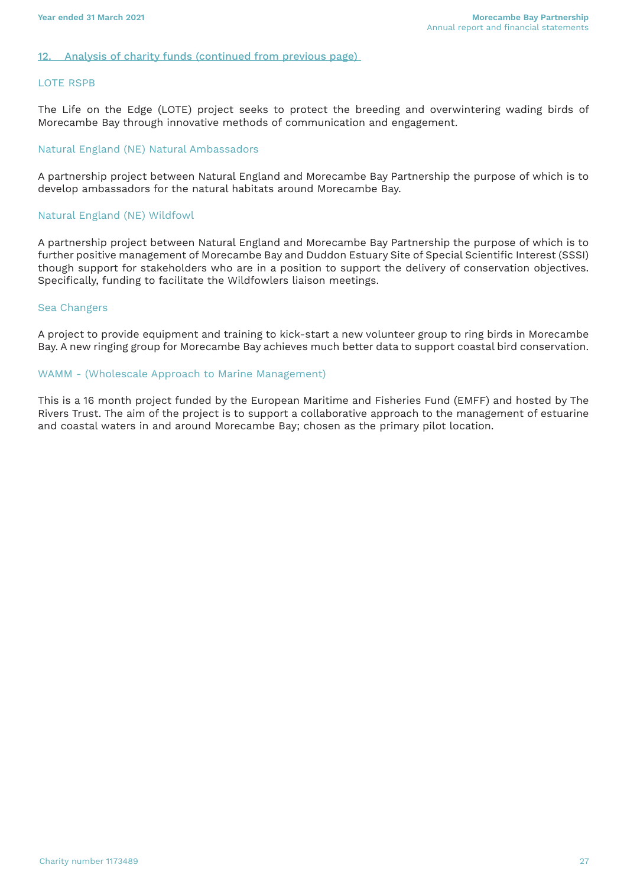## 12. Analysis of charity funds (continued from previous page)

### LOTE RSPB

The Life on the Edge (LOTE) project seeks to protect the breeding and overwintering wading birds of Morecambe Bay through innovative methods of communication and engagement.

### Natural England (NE) Natural Ambassadors

A partnership project between Natural England and Morecambe Bay Partnership the purpose of which is to develop ambassadors for the natural habitats around Morecambe Bay.

### Natural England (NE) Wildfowl

A partnership project between Natural England and Morecambe Bay Partnership the purpose of which is to further positive management of Morecambe Bay and Duddon Estuary Site of Special Scientific Interest (SSSI) though support for stakeholders who are in a position to support the delivery of conservation objectives. Specifically, funding to facilitate the Wildfowlers liaison meetings.

### Sea Changers

A project to provide equipment and training to kick-start a new volunteer group to ring birds in Morecambe Bay. A new ringing group for Morecambe Bay achieves much better data to support coastal bird conservation.

### WAMM - (Wholescale Approach to Marine Management)

This is a 16 month project funded by the European Maritime and Fisheries Fund (EMFF) and hosted by The Rivers Trust. The aim of the project is to support a collaborative approach to the management of estuarine and coastal waters in and around Morecambe Bay; chosen as the primary pilot location.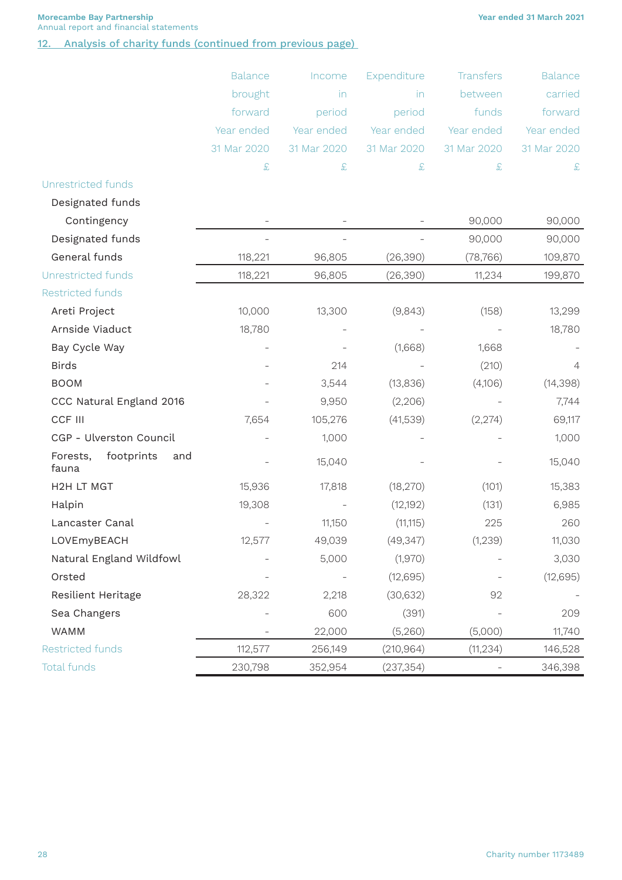## 12. Analysis of charity funds (continued from previous page)

| | Balance brought forward Year ended 31 Mar 2020 £ | Income in period Year ended 31 Mar 2020 £ | Expenditure in period Year ended 31 Mar 2020 £ | Transfers between funds Year ended 31 Mar 2020 £ | Balance carried forward Year ended 31 Mar 2020 £ |
|---|---|---|---|---|---|
| Unrestricted funds | | | | | |
| Designated funds | | | | | |
| Contingency | - | - | - | 90,000 | 90,000 |
| Designated funds | - | - | - | 90,000 | 90,000 |
| General funds | 118,221 | 96,805 | (26,390) | (78,766) | 109,870 |
| Unrestricted funds | 118,221 | 96,805 | (26,390) | 11,234 | 199,870 |
| Restricted funds | | | | | |
| Areti Project | 10,000 | 13,300 | (9,843) | (158) | 13,299 |
| Arnside Viaduct | 18,780 | - | - | - | 18,780 |
| Bay Cycle Way | - | - | (1,668) | 1,668 | - |
| Birds | - | 214 | - | (210) | 4 |
| BOOM | - | 3,544 | (13,836) | (4,106) | (14,398) |
| CCC Natural England 2016 | - | 9,950 | (2,206) | - | 7,744 |
| CCF III | 7,654 | 105,276 | (41,539) | (2,274) | 69,117 |
| CGP - Ulverston Council | - | 1,000 | - | - | 1,000 |
| Forests, footprints and fauna | - | 15,040 | - | - | 15,040 |
| H2H LT MGT | 15,936 | 17,818 | (18,270) | (101) | 15,383 |
| Halpin | 19,308 | - | (12,192) | (131) | 6,985 |
| Lancaster Canal | - | 11,150 | (11,115) | 225 | 260 |
| LOVEmyBEACH | 12,577 | 49,039 | (49,347) | (1,239) | 11,030 |
| Natural England Wildfowl | - | 5,000 | (1,970) | - | 3,030 |
| Orsted | - | - | (12,695) | - | (12,695) |
| Resilient Heritage | 28,322 | 2,218 | (30,632) | 92 | - |
| Sea Changers | - | 600 | (391) | - | 209 |
| WAMM | - | 22,000 | (5,260) | (5,000) | 11,740 |
| Restricted funds | 112,577 | 256,149 | (210,964) | (11,234) | 146,528 |
| Total funds | 230,798 | 352,954 | (237,354) | - | 346,398 |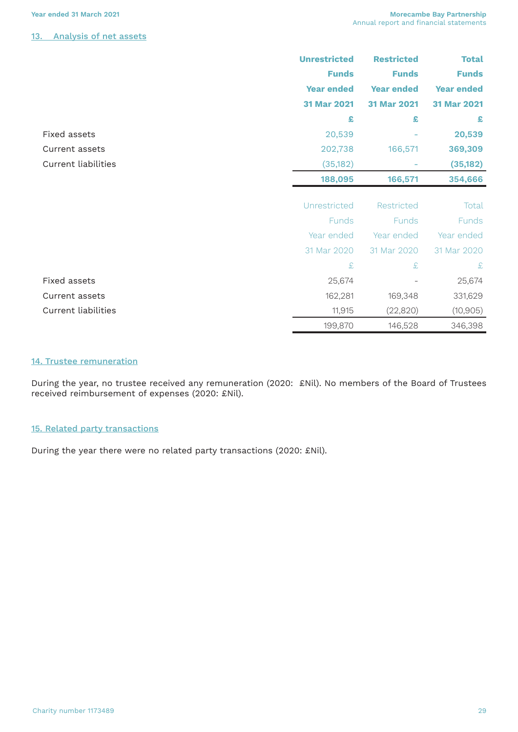## 13. Analysis of net assets

| | Unrestricted Funds Year ended 31 Mar 2021 | Restricted Funds Year ended 31 Mar 2021 | Total Funds Year ended 31 Mar 2021 |
|---|---|---|---|
| | £ | £ | £ |
| Fixed assets | 20,539 | - | **20,539** |
| Current assets | 202,738 | 166,571 | **369,309** |
| Current liabilities | (35,182) | - | **(35,182)** |
| | **188,095** | **166,571** | **354,666** |

| | Unrestricted Funds Year ended 31 Mar 2020 | Restricted Funds Year ended 31 Mar 2020 | Total Funds Year ended 31 Mar 2020 |
|---|---|---|---|
| | £ | £ | £ |
| Fixed assets | 25,674 | - | 25,674 |
| Current assets | 162,281 | 169,348 | 331,629 |
| Current liabilities | 11,915 | (22,820) | (10,905) |
| | 199,870 | 146,528 | 346,398 |

## 14. Trustee remuneration

During the year, no trustee received any remuneration (2020: £Nil). No members of the Board of Trustees received reimbursement of expenses (2020: £Nil).

## 15. Related party transactions

During the year there were no related party transactions (2020: £Nil).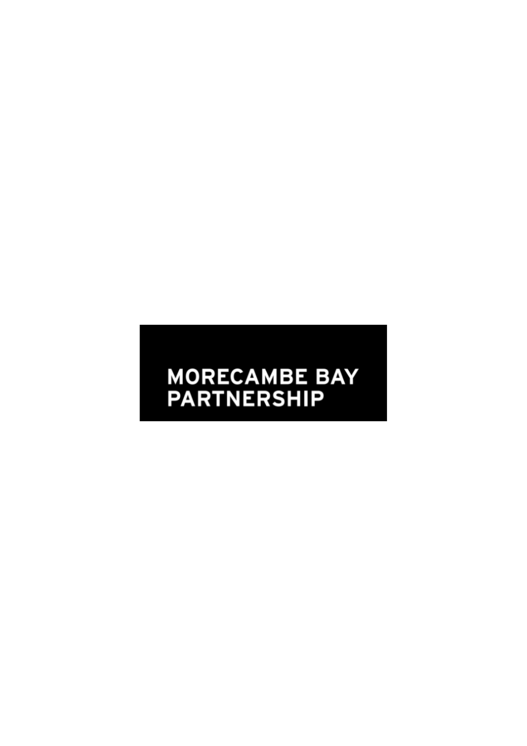MORECAMBE BAY
PARTNERSHIP